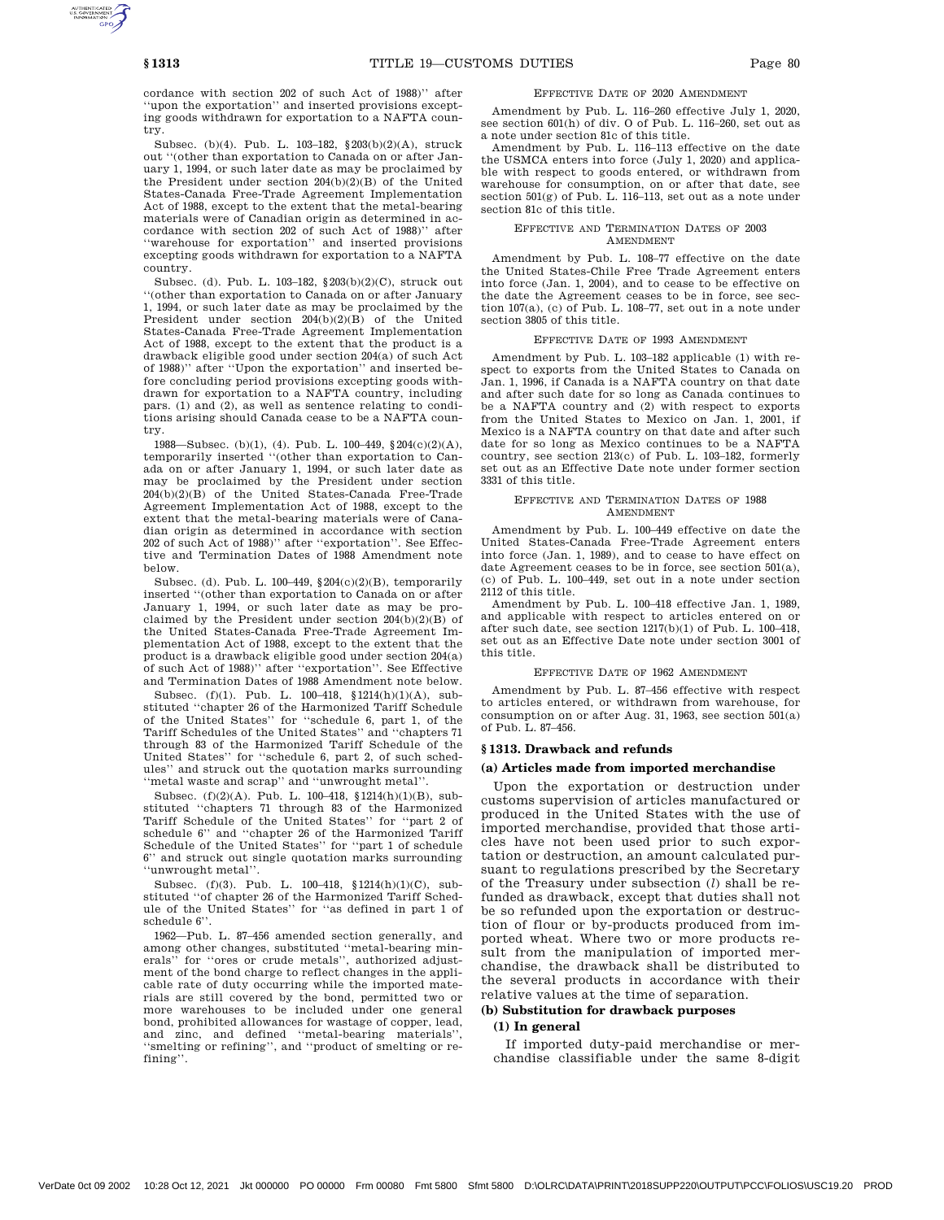cordance with section 202 of such Act of 1988)'' after ''upon the exportation'' and inserted provisions excepting goods withdrawn for exportation to a NAFTA country.

Subsec. (b)(4). Pub. L. 103–182, §203(b)(2)(A), struck out ''(other than exportation to Canada on or after January 1, 1994, or such later date as may be proclaimed by the President under section 204(b)(2)(B) of the United States-Canada Free-Trade Agreement Implementation Act of 1988, except to the extent that the metal-bearing materials were of Canadian origin as determined in accordance with section 202 of such Act of 1988)'' after ''warehouse for exportation'' and inserted provisions excepting goods withdrawn for exportation to a NAFTA country.

Subsec. (d). Pub. L. 103–182, §203(b)(2)(C), struck out ''(other than exportation to Canada on or after January 1, 1994, or such later date as may be proclaimed by the President under section 204(b)(2)(B) of the United States-Canada Free-Trade Agreement Implementation Act of 1988, except to the extent that the product is a drawback eligible good under section 204(a) of such Act of 1988)'' after ''Upon the exportation'' and inserted before concluding period provisions excepting goods withdrawn for exportation to a NAFTA country, including pars. (1) and (2), as well as sentence relating to conditions arising should Canada cease to be a NAFTA country.

1988—Subsec. (b)(1), (4). Pub. L. 100–449, §204(c)(2)(A), temporarily inserted ''(other than exportation to Canada on or after January 1, 1994, or such later date as may be proclaimed by the President under section 204(b)(2)(B) of the United States-Canada Free-Trade Agreement Implementation Act of 1988, except to the extent that the metal-bearing materials were of Canadian origin as determined in accordance with section 202 of such Act of 1988)'' after ''exportation''. See Effective and Termination Dates of 1988 Amendment note below.

Subsec. (d). Pub. L. 100–449, §204(c)(2)(B), temporarily inserted ''(other than exportation to Canada on or after January 1, 1994, or such later date as may be proclaimed by the President under section 204(b)(2)(B) of the United States-Canada Free-Trade Agreement Implementation Act of 1988, except to the extent that the product is a drawback eligible good under section 204(a) of such Act of 1988)'' after ''exportation''. See Effective and Termination Dates of 1988 Amendment note below.

Subsec. (f)(1). Pub. L. 100–418, §1214(h)(1)(A), substituted ''chapter 26 of the Harmonized Tariff Schedule of the United States'' for ''schedule 6, part 1, of the Tariff Schedules of the United States'' and ''chapters 71 through 83 of the Harmonized Tariff Schedule of the United States'' for ''schedule 6, part 2, of such schedules'' and struck out the quotation marks surrounding ''metal waste and scrap'' and ''unwrought metal''.

Subsec. (f)(2)(A). Pub. L. 100–418, §1214(h)(1)(B), substituted ''chapters 71 through 83 of the Harmonized Tariff Schedule of the United States'' for ''part 2 of schedule 6'' and ''chapter 26 of the Harmonized Tariff Schedule of the United States'' for ''part 1 of schedule 6'' and struck out single quotation marks surrounding ''unwrought metal''.

Subsec. (f)(3). Pub. L. 100–418, §1214(h)(1)(C), substituted ''of chapter 26 of the Harmonized Tariff Schedule of the United States'' for ''as defined in part 1 of schedule 6''.

1962—Pub. L. 87–456 amended section generally, and among other changes, substituted ''metal-bearing minerals'' for ''ores or crude metals'', authorized adjustment of the bond charge to reflect changes in the applicable rate of duty occurring while the imported materials are still covered by the bond, permitted two or more warehouses to be included under one general bond, prohibited allowances for wastage of copper, lead, and zinc, and defined ''metal-bearing materials'', ''smelting or refining'', and ''product of smelting or refining''.

EFFECTIVE DATE OF 2020 AMENDMENT

Amendment by Pub. L. 116–260 effective July 1, 2020, see section 601(h) of div. O of Pub. L. 116–260, set out as a note under section 81c of this title.

Amendment by Pub. L. 116–113 effective on the date the USMCA enters into force (July 1, 2020) and applicable with respect to goods entered, or withdrawn from warehouse for consumption, on or after that date, see section 501(g) of Pub. L. 116–113, set out as a note under section 81c of this title.

EFFECTIVE AND TERMINATION DATES OF 2003 AMENDMENT

Amendment by Pub. L. 108–77 effective on the date the United States-Chile Free Trade Agreement enters into force (Jan. 1, 2004), and to cease to be effective on the date the Agreement ceases to be in force, see section 107(a), (c) of Pub. L. 108–77, set out in a note under section 3805 of this title.

EFFECTIVE DATE OF 1993 AMENDMENT

Amendment by Pub. L. 103–182 applicable (1) with respect to exports from the United States to Canada on Jan. 1, 1996, if Canada is a NAFTA country on that date and after such date for so long as Canada continues to be a NAFTA country and (2) with respect to exports from the United States to Mexico on Jan. 1, 2001, if Mexico is a NAFTA country on that date and after such date for so long as Mexico continues to be a NAFTA country, see section 213(c) of Pub. L. 103–182, formerly set out as an Effective Date note under former section 3331 of this title.

EFFECTIVE AND TERMINATION DATES OF 1988 AMENDMENT

Amendment by Pub. L. 100–449 effective on date the United States-Canada Free-Trade Agreement enters into force (Jan. 1, 1989), and to cease to have effect on date Agreement ceases to be in force, see section 501(a), (c) of Pub. L. 100–449, set out in a note under section 2112 of this title.

Amendment by Pub. L. 100–418 effective Jan. 1, 1989, and applicable with respect to articles entered on or after such date, see section 1217(b)(1) of Pub. L. 100–418, set out as an Effective Date note under section 3001 of this title.

EFFECTIVE DATE OF 1962 AMENDMENT

Amendment by Pub. L. 87–456 effective with respect to articles entered, or withdrawn from warehouse, for consumption on or after Aug. 31, 1963, see section 501(a) of Pub. L. 87–456.

## §1313. Drawback and refunds

### (a) Articles made from imported merchandise

Upon the exportation or destruction under customs supervision of articles manufactured or produced in the United States with the use of imported merchandise, provided that those articles have not been used prior to such exportation or destruction, an amount calculated pursuant to regulations prescribed by the Secretary of the Treasury under subsection (*l*) shall be refunded as drawback, except that duties shall not be so refunded upon the exportation or destruction of flour or by-products produced from imported wheat. Where two or more products result from the manipulation of imported merchandise, the drawback shall be distributed to the several products in accordance with their relative values at the time of separation.

### (b) Substitution for drawback purposes

#### (1) In general

If imported duty-paid merchandise or merchandise classifiable under the same 8-digit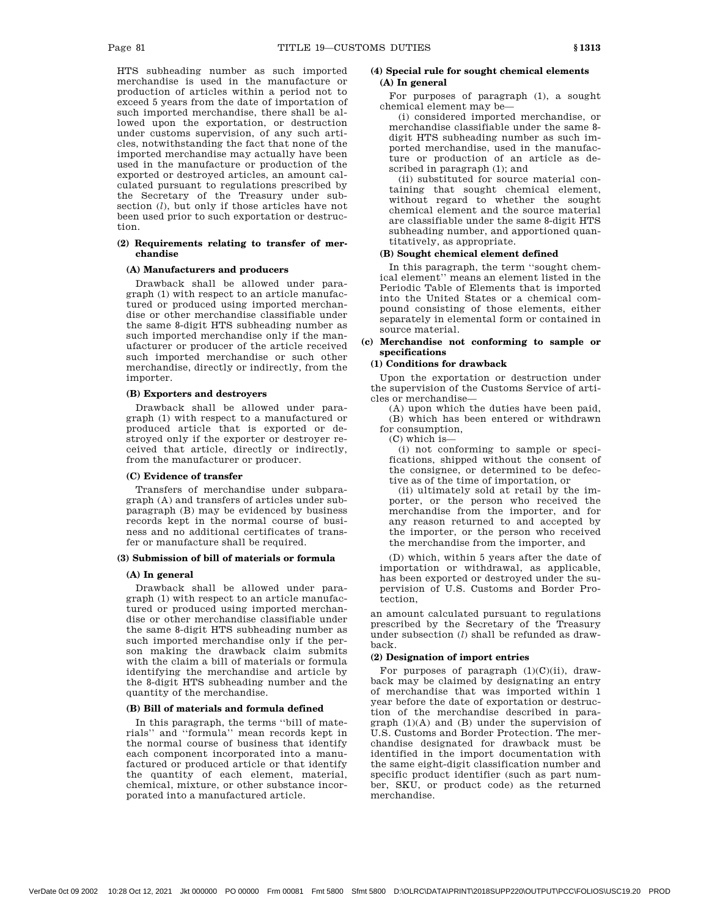HTS subheading number as such imported merchandise is used in the manufacture or production of articles within a period not to exceed 5 years from the date of importation of such imported merchandise, there shall be allowed upon the exportation, or destruction under customs supervision, of any such articles, notwithstanding the fact that none of the imported merchandise may actually have been used in the manufacture or production of the exported or destroyed articles, an amount calculated pursuant to regulations prescribed by the Secretary of the Treasury under subsection (*l*), but only if those articles have not been used prior to such exportation or destruction.

**(2) Requirements relating to transfer of merchandise**

**(A) Manufacturers and producers**

Drawback shall be allowed under paragraph (1) with respect to an article manufactured or produced using imported merchandise or other merchandise classifiable under the same 8-digit HTS subheading number as such imported merchandise only if the manufacturer or producer of the article received such imported merchandise or such other merchandise, directly or indirectly, from the importer.

**(B) Exporters and destroyers**

Drawback shall be allowed under paragraph (1) with respect to a manufactured or produced article that is exported or destroyed only if the exporter or destroyer received that article, directly or indirectly, from the manufacturer or producer.

**(C) Evidence of transfer**

Transfers of merchandise under subparagraph (A) and transfers of articles under subparagraph (B) may be evidenced by business records kept in the normal course of business and no additional certificates of transfer or manufacture shall be required.

**(3) Submission of bill of materials or formula**

**(A) In general**

Drawback shall be allowed under paragraph (1) with respect to an article manufactured or produced using imported merchandise or other merchandise classifiable under the same 8-digit HTS subheading number as such imported merchandise only if the person making the drawback claim submits with the claim a bill of materials or formula identifying the merchandise and article by the 8-digit HTS subheading number and the quantity of the merchandise.

**(B) Bill of materials and formula defined**

In this paragraph, the terms "bill of materials" and "formula" mean records kept in the normal course of business that identify each component incorporated into a manufactured or produced article or that identify the quantity of each element, material, chemical, mixture, or other substance incorporated into a manufactured article.

**(4) Special rule for sought chemical elements**

**(A) In general**

For purposes of paragraph (1), a sought chemical element may be—

(i) considered imported merchandise, or merchandise classifiable under the same 8-digit HTS subheading number as such imported merchandise, used in the manufacture or production of an article as described in paragraph (1); and

(ii) substituted for source material containing that sought chemical element, without regard to whether the sought chemical element and the source material are classifiable under the same 8-digit HTS subheading number, and apportioned quantitatively, as appropriate.

**(B) Sought chemical element defined**

In this paragraph, the term "sought chemical element" means an element listed in the Periodic Table of Elements that is imported into the United States or a chemical compound consisting of those elements, either separately in elemental form or contained in source material.

**(c) Merchandise not conforming to sample or specifications**

**(1) Conditions for drawback**

Upon the exportation or destruction under the supervision of the Customs Service of articles or merchandise—

(A) upon which the duties have been paid,

(B) which has been entered or withdrawn for consumption,

(C) which is—

(i) not conforming to sample or specifications, shipped without the consent of the consignee, or determined to be defective as of the time of importation, or

(ii) ultimately sold at retail by the importer, or the person who received the merchandise from the importer, and for any reason returned to and accepted by the importer, or the person who received the merchandise from the importer, and

(D) which, within 5 years after the date of importation or withdrawal, as applicable, has been exported or destroyed under the supervision of U.S. Customs and Border Protection,

an amount calculated pursuant to regulations prescribed by the Secretary of the Treasury under subsection (*l*) shall be refunded as drawback.

**(2) Designation of import entries**

For purposes of paragraph (1)(C)(ii), drawback may be claimed by designating an entry of merchandise that was imported within 1 year before the date of exportation or destruction of the merchandise described in paragraph (1)(A) and (B) under the supervision of U.S. Customs and Border Protection. The merchandise designated for drawback must be identified in the import documentation with the same eight-digit classification number and specific product identifier (such as part number, SKU, or product code) as the returned merchandise.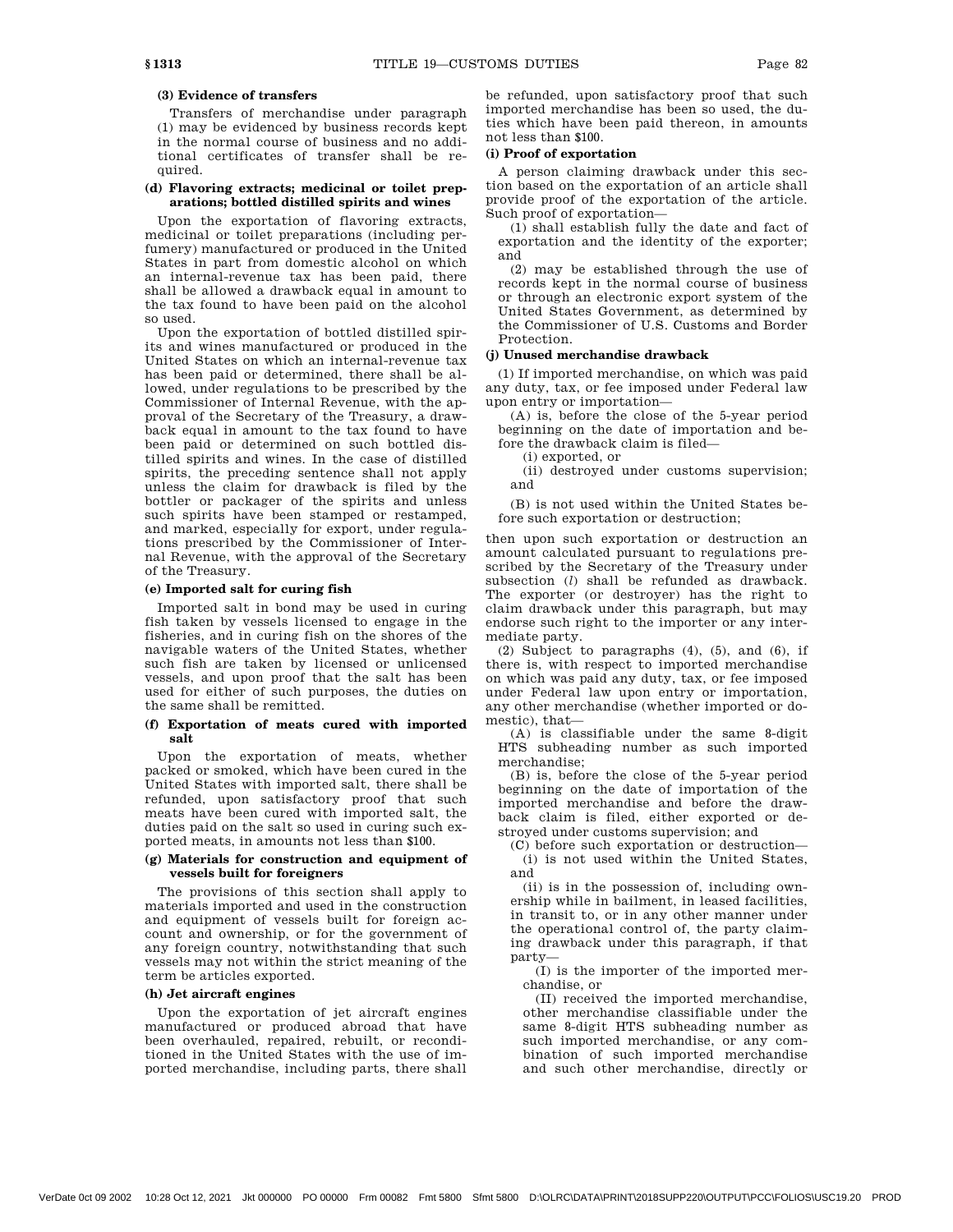#### (3) Evidence of transfers

Transfers of merchandise under paragraph (1) may be evidenced by business records kept in the normal course of business and no additional certificates of transfer shall be required.

### (d) Flavoring extracts; medicinal or toilet preparations; bottled distilled spirits and wines

Upon the exportation of flavoring extracts, medicinal or toilet preparations (including perfumery) manufactured or produced in the United States in part from domestic alcohol on which an internal-revenue tax has been paid, there shall be allowed a drawback equal in amount to the tax found to have been paid on the alcohol so used.

Upon the exportation of bottled distilled spirits and wines manufactured or produced in the United States on which an internal-revenue tax has been paid or determined, there shall be allowed, under regulations to be prescribed by the Commissioner of Internal Revenue, with the approval of the Secretary of the Treasury, a drawback equal in amount to the tax found to have been paid or determined on such bottled distilled spirits and wines. In the case of distilled spirits, the preceding sentence shall not apply unless the claim for drawback is filed by the bottler or packager of the spirits and unless such spirits have been stamped or restamped, and marked, especially for export, under regulations prescribed by the Commissioner of Internal Revenue, with the approval of the Secretary of the Treasury.

### (e) Imported salt for curing fish

Imported salt in bond may be used in curing fish taken by vessels licensed to engage in the fisheries, and in curing fish on the shores of the navigable waters of the United States, whether such fish are taken by licensed or unlicensed vessels, and upon proof that the salt has been used for either of such purposes, the duties on the same shall be remitted.

### (f) Exportation of meats cured with imported salt

Upon the exportation of meats, whether packed or smoked, which have been cured in the United States with imported salt, there shall be refunded, upon satisfactory proof that such meats have been cured with imported salt, the duties paid on the salt so used in curing such exported meats, in amounts not less than $100.

### (g) Materials for construction and equipment of vessels built for foreigners

The provisions of this section shall apply to materials imported and used in the construction and equipment of vessels built for foreign account and ownership, or for the government of any foreign country, notwithstanding that such vessels may not within the strict meaning of the term be articles exported.

### (h) Jet aircraft engines

Upon the exportation of jet aircraft engines manufactured or produced abroad that have been overhauled, repaired, rebuilt, or reconditioned in the United States with the use of imported merchandise, including parts, there shall be refunded, upon satisfactory proof that such imported merchandise has been so used, the duties which have been paid thereon, in amounts not less than $100.

### (i) Proof of exportation

A person claiming drawback under this section based on the exportation of an article shall provide proof of the exportation of the article. Such proof of exportation—

(1) shall establish fully the date and fact of exportation and the identity of the exporter; and

(2) may be established through the use of records kept in the normal course of business or through an electronic export system of the United States Government, as determined by the Commissioner of U.S. Customs and Border Protection.

### (j) Unused merchandise drawback

(1) If imported merchandise, on which was paid any duty, tax, or fee imposed under Federal law upon entry or importation—

(A) is, before the close of the 5-year period beginning on the date of importation and before the drawback claim is filed—

(i) exported, or

(ii) destroyed under customs supervision; and

(B) is not used within the United States before such exportation or destruction;

then upon such exportation or destruction an amount calculated pursuant to regulations prescribed by the Secretary of the Treasury under subsection (*l*) shall be refunded as drawback. The exporter (or destroyer) has the right to claim drawback under this paragraph, but may endorse such right to the importer or any intermediate party.

(2) Subject to paragraphs (4), (5), and (6), if there is, with respect to imported merchandise on which was paid any duty, tax, or fee imposed under Federal law upon entry or importation, any other merchandise (whether imported or domestic), that—

(A) is classifiable under the same 8-digit HTS subheading number as such imported merchandise;

(B) is, before the close of the 5-year period beginning on the date of importation of the imported merchandise and before the drawback claim is filed, either exported or destroyed under customs supervision; and

(C) before such exportation or destruction—

(i) is not used within the United States, and

(ii) is in the possession of, including ownership while in bailment, in leased facilities, in transit to, or in any other manner under the operational control of, the party claiming drawback under this paragraph, if that party—

(I) is the importer of the imported merchandise, or

(II) received the imported merchandise, other merchandise classifiable under the same 8-digit HTS subheading number as such imported merchandise, or any combination of such imported merchandise and such other merchandise, directly or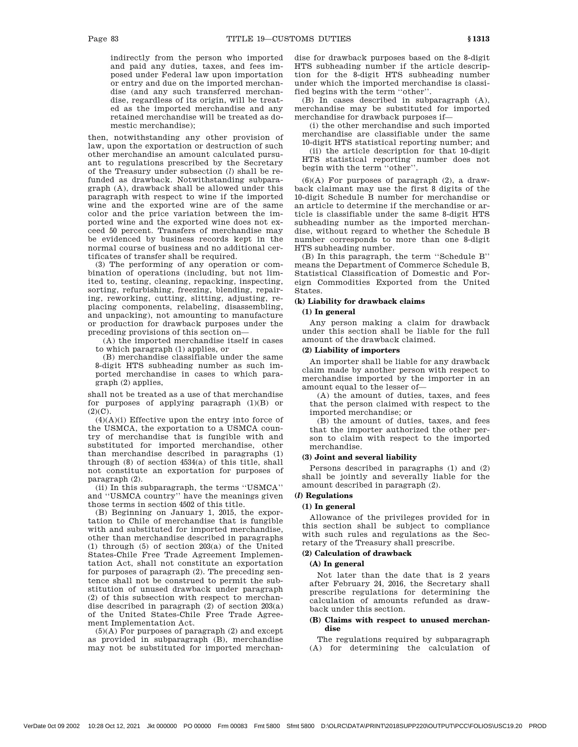indirectly from the person who imported and paid any duties, taxes, and fees imposed under Federal law upon importation or entry and due on the imported merchandise (and any such transferred merchandise, regardless of its origin, will be treated as the imported merchandise and any retained merchandise will be treated as domestic merchandise);

then, notwithstanding any other provision of law, upon the exportation or destruction of such other merchandise an amount calculated pursuant to regulations prescribed by the Secretary of the Treasury under subsection (*l*) shall be refunded as drawback. Notwithstanding subparagraph (A), drawback shall be allowed under this paragraph with respect to wine if the imported wine and the exported wine are of the same color and the price variation between the imported wine and the exported wine does not exceed 50 percent. Transfers of merchandise may be evidenced by business records kept in the normal course of business and no additional certificates of transfer shall be required.

(3) The performing of any operation or combination of operations (including, but not limited to, testing, cleaning, repacking, inspecting, sorting, refurbishing, freezing, blending, repairing, reworking, cutting, slitting, adjusting, replacing components, relabeling, disassembling, and unpacking), not amounting to manufacture or production for drawback purposes under the preceding provisions of this section on—

(A) the imported merchandise itself in cases to which paragraph (1) applies, or

(B) merchandise classifiable under the same 8-digit HTS subheading number as such imported merchandise in cases to which paragraph (2) applies,

shall not be treated as a use of that merchandise for purposes of applying paragraph (1)(B) or (2)(C).

(4)(A)(i) Effective upon the entry into force of the USMCA, the exportation to a USMCA country of merchandise that is fungible with and substituted for imported merchandise, other than merchandise described in paragraphs (1) through (8) of section 4534(a) of this title, shall not constitute an exportation for purposes of paragraph (2).

(ii) In this subparagraph, the terms ''USMCA'' and ''USMCA country'' have the meanings given those terms in section 4502 of this title.

(B) Beginning on January 1, 2015, the exportation to Chile of merchandise that is fungible with and substituted for imported merchandise, other than merchandise described in paragraphs (1) through (5) of section 203(a) of the United States-Chile Free Trade Agreement Implementation Act, shall not constitute an exportation for purposes of paragraph (2). The preceding sentence shall not be construed to permit the substitution of unused drawback under paragraph (2) of this subsection with respect to merchandise described in paragraph (2) of section 203(a) of the United States-Chile Free Trade Agreement Implementation Act.

(5)(A) For purposes of paragraph (2) and except as provided in subparagraph (B), merchandise may not be substituted for imported merchandise for drawback purposes based on the 8-digit HTS subheading number if the article description for the 8-digit HTS subheading number under which the imported merchandise is classified begins with the term ''other''.

(B) In cases described in subparagraph (A), merchandise may be substituted for imported merchandise for drawback purposes if—

(i) the other merchandise and such imported merchandise are classifiable under the same 10-digit HTS statistical reporting number; and

(ii) the article description for that 10-digit HTS statistical reporting number does not begin with the term ''other''.

(6)(A) For purposes of paragraph (2), a drawback claimant may use the first 8 digits of the 10-digit Schedule B number for merchandise or an article to determine if the merchandise or article is classifiable under the same 8-digit HTS subheading number as the imported merchandise, without regard to whether the Schedule B number corresponds to more than one 8-digit HTS subheading number.

(B) In this paragraph, the term ''Schedule B'' means the Department of Commerce Schedule B, Statistical Classification of Domestic and Foreign Commodities Exported from the United States.

**(k) Liability for drawback claims**

**(1) In general**

Any person making a claim for drawback under this section shall be liable for the full amount of the drawback claimed.

**(2) Liability of importers**

An importer shall be liable for any drawback claim made by another person with respect to merchandise imported by the importer in an amount equal to the lesser of—

(A) the amount of duties, taxes, and fees that the person claimed with respect to the imported merchandise; or

(B) the amount of duties, taxes, and fees that the importer authorized the other person to claim with respect to the imported merchandise.

**(3) Joint and several liability**

Persons described in paragraphs (1) and (2) shall be jointly and severally liable for the amount described in paragraph (2).

**(*l*) Regulations**

**(1) In general**

Allowance of the privileges provided for in this section shall be subject to compliance with such rules and regulations as the Secretary of the Treasury shall prescribe.

**(2) Calculation of drawback**

**(A) In general**

Not later than the date that is 2 years after February 24, 2016, the Secretary shall prescribe regulations for determining the calculation of amounts refunded as drawback under this section.

**(B) Claims with respect to unused merchandise**

The regulations required by subparagraph (A) for determining the calculation of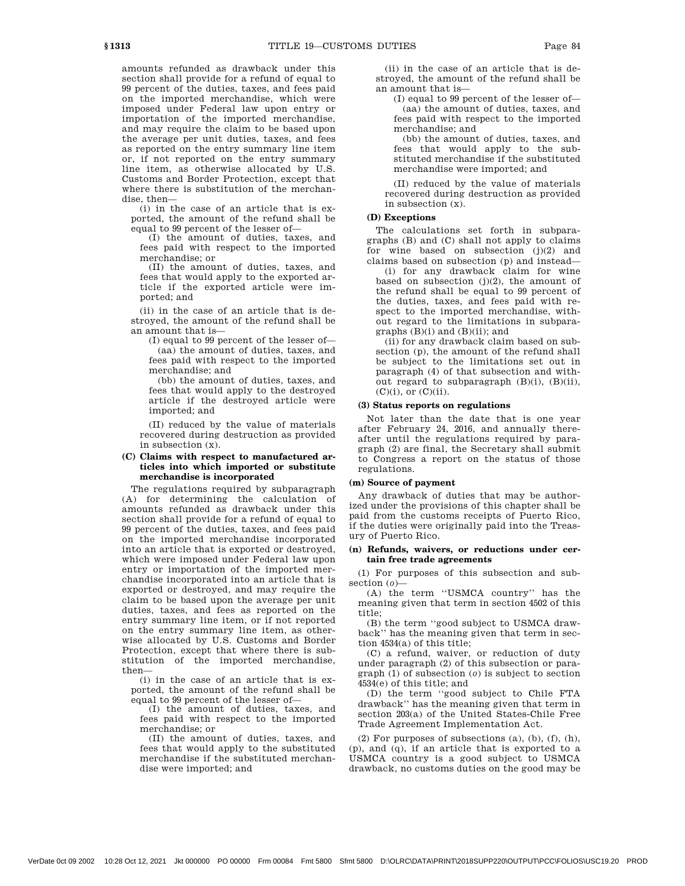amounts refunded as drawback under this section shall provide for a refund of equal to 99 percent of the duties, taxes, and fees paid on the imported merchandise, which were imposed under Federal law upon entry or importation of the imported merchandise, and may require the claim to be based upon the average per unit duties, taxes, and fees as reported on the entry summary line item or, if not reported on the entry summary line item, as otherwise allocated by U.S. Customs and Border Protection, except that where there is substitution of the merchandise, then—

(i) in the case of an article that is exported, the amount of the refund shall be equal to 99 percent of the lesser of—

(I) the amount of duties, taxes, and fees paid with respect to the imported merchandise; or

(II) the amount of duties, taxes, and fees that would apply to the exported article if the exported article were imported; and

(ii) in the case of an article that is destroyed, the amount of the refund shall be an amount that is—

(I) equal to 99 percent of the lesser of—

(aa) the amount of duties, taxes, and fees paid with respect to the imported merchandise; and

(bb) the amount of duties, taxes, and fees that would apply to the destroyed article if the destroyed article were imported; and

(II) reduced by the value of materials recovered during destruction as provided in subsection (x).

**(C) Claims with respect to manufactured articles into which imported or substitute merchandise is incorporated**

The regulations required by subparagraph (A) for determining the calculation of amounts refunded as drawback under this section shall provide for a refund of equal to 99 percent of the duties, taxes, and fees paid on the imported merchandise incorporated into an article that is exported or destroyed, which were imposed under Federal law upon entry or importation of the imported merchandise incorporated into an article that is exported or destroyed, and may require the claim to be based upon the average per unit duties, taxes, and fees as reported on the entry summary line item, or if not reported on the entry summary line item, as otherwise allocated by U.S. Customs and Border Protection, except that where there is substitution of the imported merchandise, then—

(i) in the case of an article that is exported, the amount of the refund shall be equal to 99 percent of the lesser of—

(I) the amount of duties, taxes, and fees paid with respect to the imported merchandise; or

(II) the amount of duties, taxes, and fees that would apply to the substituted merchandise if the substituted merchandise were imported; and

(ii) in the case of an article that is destroyed, the amount of the refund shall be an amount that is—

(I) equal to 99 percent of the lesser of—

(aa) the amount of duties, taxes, and fees paid with respect to the imported merchandise; and

(bb) the amount of duties, taxes, and fees that would apply to the substituted merchandise if the substituted merchandise were imported; and

(II) reduced by the value of materials recovered during destruction as provided in subsection (x).

**(D) Exceptions**

The calculations set forth in subparagraphs (B) and (C) shall not apply to claims for wine based on subsection (j)(2) and claims based on subsection (p) and instead—

(i) for any drawback claim for wine based on subsection (j)(2), the amount of the refund shall be equal to 99 percent of the duties, taxes, and fees paid with respect to the imported merchandise, without regard to the limitations in subparagraphs (B)(i) and (B)(ii); and

(ii) for any drawback claim based on subsection (p), the amount of the refund shall be subject to the limitations set out in paragraph (4) of that subsection and without regard to subparagraph (B)(i), (B)(ii), (C)(i), or (C)(ii).

**(3) Status reports on regulations**

Not later than the date that is one year after February 24, 2016, and annually thereafter until the regulations required by paragraph (2) are final, the Secretary shall submit to Congress a report on the status of those regulations.

**(m) Source of payment**

Any drawback of duties that may be authorized under the provisions of this chapter shall be paid from the customs receipts of Puerto Rico, if the duties were originally paid into the Treasury of Puerto Rico.

**(n) Refunds, waivers, or reductions under certain free trade agreements**

(1) For purposes of this subsection and subsection (*o*)—

(A) the term "USMCA country" has the meaning given that term in section 4502 of this title;

(B) the term "good subject to USMCA drawback" has the meaning given that term in section 4534(a) of this title;

(C) a refund, waiver, or reduction of duty under paragraph (2) of this subsection or paragraph (1) of subsection (*o*) is subject to section 4534(e) of this title; and

(D) the term "good subject to Chile FTA drawback" has the meaning given that term in section 203(a) of the United States-Chile Free Trade Agreement Implementation Act.

(2) For purposes of subsections (a), (b), (f), (h), (p), and (q), if an article that is exported to a USMCA country is a good subject to USMCA drawback, no customs duties on the good may be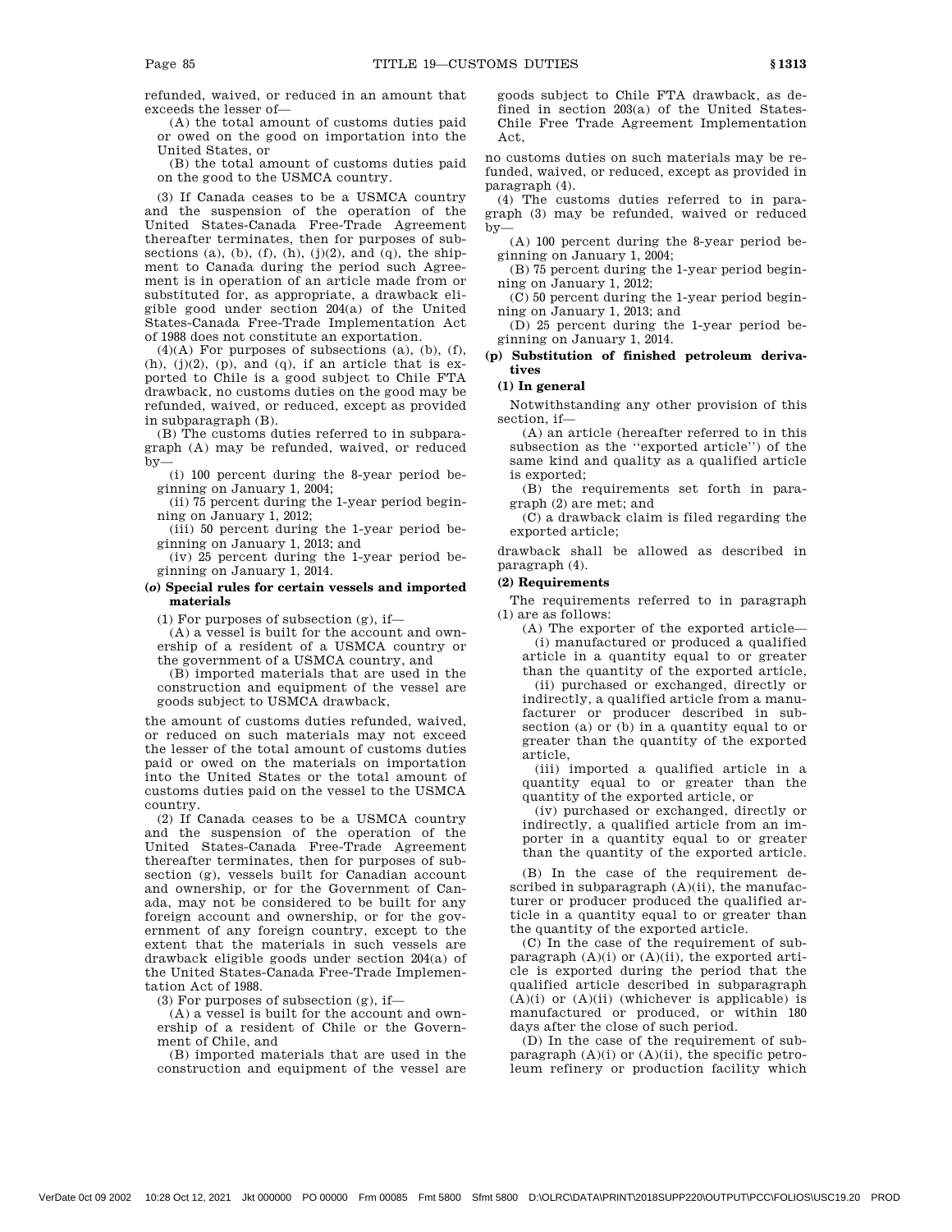refunded, waived, or reduced in an amount that exceeds the lesser of—

(A) the total amount of customs duties paid or owed on the good on importation into the United States, or

(B) the total amount of customs duties paid on the good to the USMCA country.

(3) If Canada ceases to be a USMCA country and the suspension of the operation of the United States-Canada Free-Trade Agreement thereafter terminates, then for purposes of subsections (a), (b), (f), (h), (j)(2), and (q), the shipment to Canada during the period such Agreement is in operation of an article made from or substituted for, as appropriate, a drawback eligible good under section 204(a) of the United States-Canada Free-Trade Implementation Act of 1988 does not constitute an exportation.

(4)(A) For purposes of subsections (a), (b), (f), (h), (j)(2), (p), and (q), if an article that is exported to Chile is a good subject to Chile FTA drawback, no customs duties on the good may be refunded, waived, or reduced, except as provided in subparagraph (B).

(B) The customs duties referred to in subparagraph (A) may be refunded, waived, or reduced by—

(i) 100 percent during the 8-year period beginning on January 1, 2004;

(ii) 75 percent during the 1-year period beginning on January 1, 2012;

(iii) 50 percent during the 1-year period beginning on January 1, 2013; and

(iv) 25 percent during the 1-year period beginning on January 1, 2014.

### (*o*) Special rules for certain vessels and imported materials

(1) For purposes of subsection (g), if—

(A) a vessel is built for the account and ownership of a resident of a USMCA country or the government of a USMCA country, and

(B) imported materials that are used in the construction and equipment of the vessel are goods subject to USMCA drawback,

the amount of customs duties refunded, waived, or reduced on such materials may not exceed the lesser of the total amount of customs duties paid or owed on the materials on importation into the United States or the total amount of customs duties paid on the vessel to the USMCA country.

(2) If Canada ceases to be a USMCA country and the suspension of the operation of the United States-Canada Free-Trade Agreement thereafter terminates, then for purposes of subsection (g), vessels built for Canadian account and ownership, or for the Government of Canada, may not be considered to be built for any foreign account and ownership, or for the government of any foreign country, except to the extent that the materials in such vessels are drawback eligible goods under section 204(a) of the United States-Canada Free-Trade Implementation Act of 1988.

(3) For purposes of subsection (g), if—

(A) a vessel is built for the account and ownership of a resident of Chile or the Government of Chile, and

(B) imported materials that are used in the construction and equipment of the vessel are goods subject to Chile FTA drawback, as defined in section 203(a) of the United States-Chile Free Trade Agreement Implementation Act,

no customs duties on such materials may be refunded, waived, or reduced, except as provided in paragraph (4).

(4) The customs duties referred to in paragraph (3) may be refunded, waived or reduced by—

(A) 100 percent during the 8-year period beginning on January 1, 2004;

(B) 75 percent during the 1-year period beginning on January 1, 2012;

(C) 50 percent during the 1-year period beginning on January 1, 2013; and

(D) 25 percent during the 1-year period beginning on January 1, 2014.

### (p) Substitution of finished petroleum derivatives

#### (1) In general

Notwithstanding any other provision of this section, if—

(A) an article (hereafter referred to in this subsection as the "exported article") of the same kind and quality as a qualified article is exported;

(B) the requirements set forth in paragraph (2) are met; and

(C) a drawback claim is filed regarding the exported article;

drawback shall be allowed as described in paragraph (4).

#### (2) Requirements

The requirements referred to in paragraph (1) are as follows:

(A) The exporter of the exported article—

(i) manufactured or produced a qualified article in a quantity equal to or greater than the quantity of the exported article,

(ii) purchased or exchanged, directly or indirectly, a qualified article from a manufacturer or producer described in subsection (a) or (b) in a quantity equal to or greater than the quantity of the exported article,

(iii) imported a qualified article in a quantity equal to or greater than the quantity of the exported article, or

(iv) purchased or exchanged, directly or indirectly, a qualified article from an importer in a quantity equal to or greater than the quantity of the exported article.

(B) In the case of the requirement described in subparagraph (A)(ii), the manufacturer or producer produced the qualified article in a quantity equal to or greater than the quantity of the exported article.

(C) In the case of the requirement of subparagraph (A)(i) or (A)(ii), the exported article is exported during the period that the qualified article described in subparagraph (A)(i) or (A)(ii) (whichever is applicable) is manufactured or produced, or within 180 days after the close of such period.

(D) In the case of the requirement of subparagraph (A)(i) or (A)(ii), the specific petroleum refinery or production facility which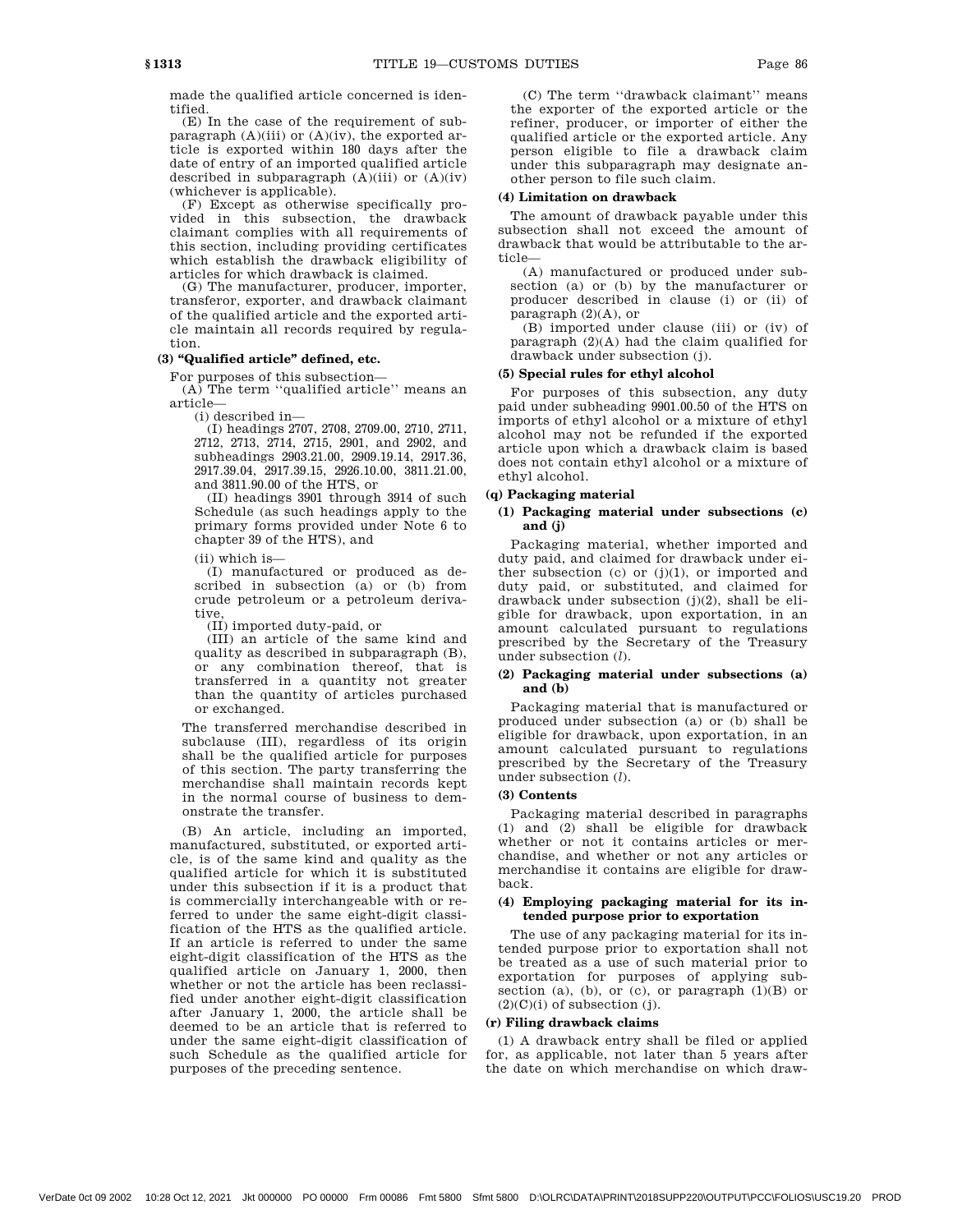made the qualified article concerned is identified.

(E) In the case of the requirement of subparagraph (A)(iii) or (A)(iv), the exported article is exported within 180 days after the date of entry of an imported qualified article described in subparagraph (A)(iii) or (A)(iv) (whichever is applicable).

(F) Except as otherwise specifically provided in this subsection, the drawback claimant complies with all requirements of this section, including providing certificates which establish the drawback eligibility of articles for which drawback is claimed.

(G) The manufacturer, producer, importer, transferor, exporter, and drawback claimant of the qualified article and the exported article maintain all records required by regulation.

**(3) "Qualified article" defined, etc.**

For purposes of this subsection—

(A) The term ''qualified article'' means an article—

(i) described in—

(I) headings 2707, 2708, 2709.00, 2710, 2711, 2712, 2713, 2714, 2715, 2901, and 2902, and subheadings 2903.21.00, 2909.19.14, 2917.36, 2917.39.04, 2917.39.15, 2926.10.00, 3811.21.00, and 3811.90.00 of the HTS, or

(II) headings 3901 through 3914 of such Schedule (as such headings apply to the primary forms provided under Note 6 to chapter 39 of the HTS), and

(ii) which is—

(I) manufactured or produced as described in subsection (a) or (b) from crude petroleum or a petroleum derivative,

(II) imported duty-paid, or

(III) an article of the same kind and quality as described in subparagraph (B), or any combination thereof, that is transferred in a quantity not greater than the quantity of articles purchased or exchanged.

The transferred merchandise described in subclause (III), regardless of its origin shall be the qualified article for purposes of this section. The party transferring the merchandise shall maintain records kept in the normal course of business to demonstrate the transfer.

(B) An article, including an imported, manufactured, substituted, or exported article, is of the same kind and quality as the qualified article for which it is substituted under this subsection if it is a product that is commercially interchangeable with or referred to under the same eight-digit classification of the HTS as the qualified article. If an article is referred to under the same eight-digit classification of the HTS as the qualified article on January 1, 2000, then whether or not the article has been reclassified under another eight-digit classification after January 1, 2000, the article shall be deemed to be an article that is referred to under the same eight-digit classification of such Schedule as the qualified article for purposes of the preceding sentence.

(C) The term ''drawback claimant'' means the exporter of the exported article or the refiner, producer, or importer of either the qualified article or the exported article. Any person eligible to file a drawback claim under this subparagraph may designate another person to file such claim.

**(4) Limitation on drawback**

The amount of drawback payable under this subsection shall not exceed the amount of drawback that would be attributable to the article—

(A) manufactured or produced under subsection (a) or (b) by the manufacturer or producer described in clause (i) or (ii) of paragraph (2)(A), or

(B) imported under clause (iii) or (iv) of paragraph (2)(A) had the claim qualified for drawback under subsection (j).

**(5) Special rules for ethyl alcohol**

For purposes of this subsection, any duty paid under subheading 9901.00.50 of the HTS on imports of ethyl alcohol or a mixture of ethyl alcohol may not be refunded if the exported article upon which a drawback claim is based does not contain ethyl alcohol or a mixture of ethyl alcohol.

**(q) Packaging material**

**(1) Packaging material under subsections (c) and (j)**

Packaging material, whether imported and duty paid, and claimed for drawback under either subsection (c) or (j)(1), or imported and duty paid, or substituted, and claimed for drawback under subsection (j)(2), shall be eligible for drawback, upon exportation, in an amount calculated pursuant to regulations prescribed by the Secretary of the Treasury under subsection (*l*).

**(2) Packaging material under subsections (a) and (b)**

Packaging material that is manufactured or produced under subsection (a) or (b) shall be eligible for drawback, upon exportation, in an amount calculated pursuant to regulations prescribed by the Secretary of the Treasury under subsection (*l*).

**(3) Contents**

Packaging material described in paragraphs (1) and (2) shall be eligible for drawback whether or not it contains articles or merchandise, and whether or not any articles or merchandise it contains are eligible for drawback.

**(4) Employing packaging material for its intended purpose prior to exportation**

The use of any packaging material for its intended purpose prior to exportation shall not be treated as a use of such material prior to exportation for purposes of applying subsection (a), (b), or (c), or paragraph (1)(B) or (2)(C)(i) of subsection (j).

**(r) Filing drawback claims**

(1) A drawback entry shall be filed or applied for, as applicable, not later than 5 years after the date on which merchandise on which draw-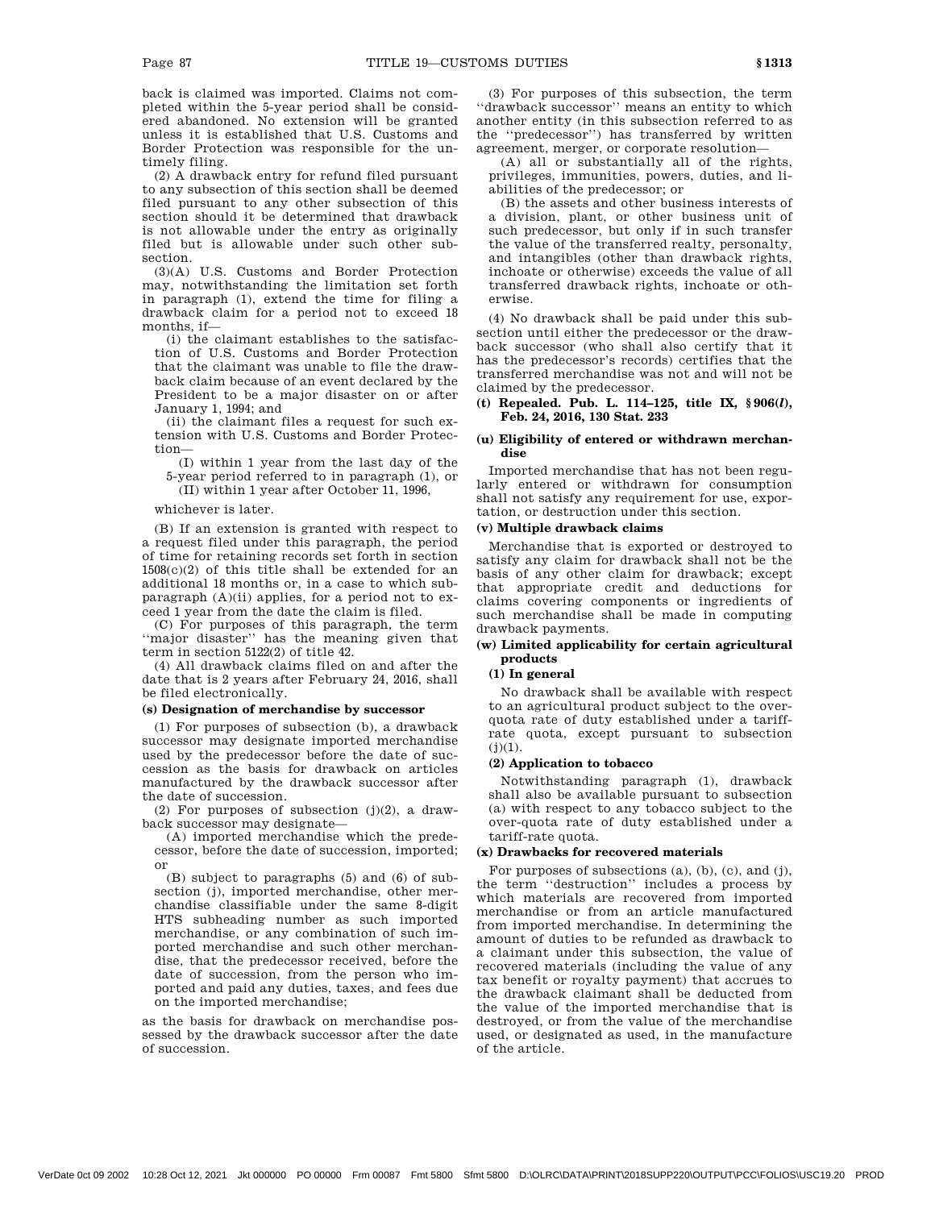back is claimed was imported. Claims not completed within the 5-year period shall be considered abandoned. No extension will be granted unless it is established that U.S. Customs and Border Protection was responsible for the untimely filing.

(2) A drawback entry for refund filed pursuant to any subsection of this section shall be deemed filed pursuant to any other subsection of this section should it be determined that drawback is not allowable under the entry as originally filed but is allowable under such other subsection.

(3)(A) U.S. Customs and Border Protection may, notwithstanding the limitation set forth in paragraph (1), extend the time for filing a drawback claim for a period not to exceed 18 months, if—

(i) the claimant establishes to the satisfaction of U.S. Customs and Border Protection that the claimant was unable to file the drawback claim because of an event declared by the President to be a major disaster on or after January 1, 1994; and

(ii) the claimant files a request for such extension with U.S. Customs and Border Protection—

(I) within 1 year from the last day of the 5-year period referred to in paragraph (1), or

(II) within 1 year after October 11, 1996,

whichever is later.

(B) If an extension is granted with respect to a request filed under this paragraph, the period of time for retaining records set forth in section 1508(c)(2) of this title shall be extended for an additional 18 months or, in a case to which subparagraph (A)(ii) applies, for a period not to exceed 1 year from the date the claim is filed.

(C) For purposes of this paragraph, the term ''major disaster'' has the meaning given that term in section 5122(2) of title 42.

(4) All drawback claims filed on and after the date that is 2 years after February 24, 2016, shall be filed electronically.

**(s) Designation of merchandise by successor**

(1) For purposes of subsection (b), a drawback successor may designate imported merchandise used by the predecessor before the date of succession as the basis for drawback on articles manufactured by the drawback successor after the date of succession.

(2) For purposes of subsection (j)(2), a drawback successor may designate—

(A) imported merchandise which the predecessor, before the date of succession, imported; or

(B) subject to paragraphs (5) and (6) of subsection (j), imported merchandise, other merchandise classifiable under the same 8-digit HTS subheading number as such imported merchandise, or any combination of such imported merchandise and such other merchandise, that the predecessor received, before the date of succession, from the person who imported and paid any duties, taxes, and fees due on the imported merchandise;

as the basis for drawback on merchandise possessed by the drawback successor after the date of succession.

(3) For purposes of this subsection, the term ''drawback successor'' means an entity to which another entity (in this subsection referred to as the ''predecessor'') has transferred by written agreement, merger, or corporate resolution—

(A) all or substantially all of the rights, privileges, immunities, powers, duties, and liabilities of the predecessor; or

(B) the assets and other business interests of a division, plant, or other business unit of such predecessor, but only if in such transfer the value of the transferred realty, personalty, and intangibles (other than drawback rights, inchoate or otherwise) exceeds the value of all transferred drawback rights, inchoate or otherwise.

(4) No drawback shall be paid under this subsection until either the predecessor or the drawback successor (who shall also certify that it has the predecessor's records) certifies that the transferred merchandise was not and will not be claimed by the predecessor.

**(t) Repealed. Pub. L. 114–125, title IX, § 906(*l*), Feb. 24, 2016, 130 Stat. 233**

**(u) Eligibility of entered or withdrawn merchandise**

Imported merchandise that has not been regularly entered or withdrawn for consumption shall not satisfy any requirement for use, exportation, or destruction under this section.

**(v) Multiple drawback claims**

Merchandise that is exported or destroyed to satisfy any claim for drawback shall not be the basis of any other claim for drawback; except that appropriate credit and deductions for claims covering components or ingredients of such merchandise shall be made in computing drawback payments.

**(w) Limited applicability for certain agricultural products**

**(1) In general**

No drawback shall be available with respect to an agricultural product subject to the over-quota rate of duty established under a tariff-rate quota, except pursuant to subsection (j)(1).

**(2) Application to tobacco**

Notwithstanding paragraph (1), drawback shall also be available pursuant to subsection (a) with respect to any tobacco subject to the over-quota rate of duty established under a tariff-rate quota.

**(x) Drawbacks for recovered materials**

For purposes of subsections (a), (b), (c), and (j), the term ''destruction'' includes a process by which materials are recovered from imported merchandise or from an article manufactured from imported merchandise. In determining the amount of duties to be refunded as drawback to a claimant under this subsection, the value of recovered materials (including the value of any tax benefit or royalty payment) that accrues to the drawback claimant shall be deducted from the value of the imported merchandise that is destroyed, or from the value of the merchandise used, or designated as used, in the manufacture of the article.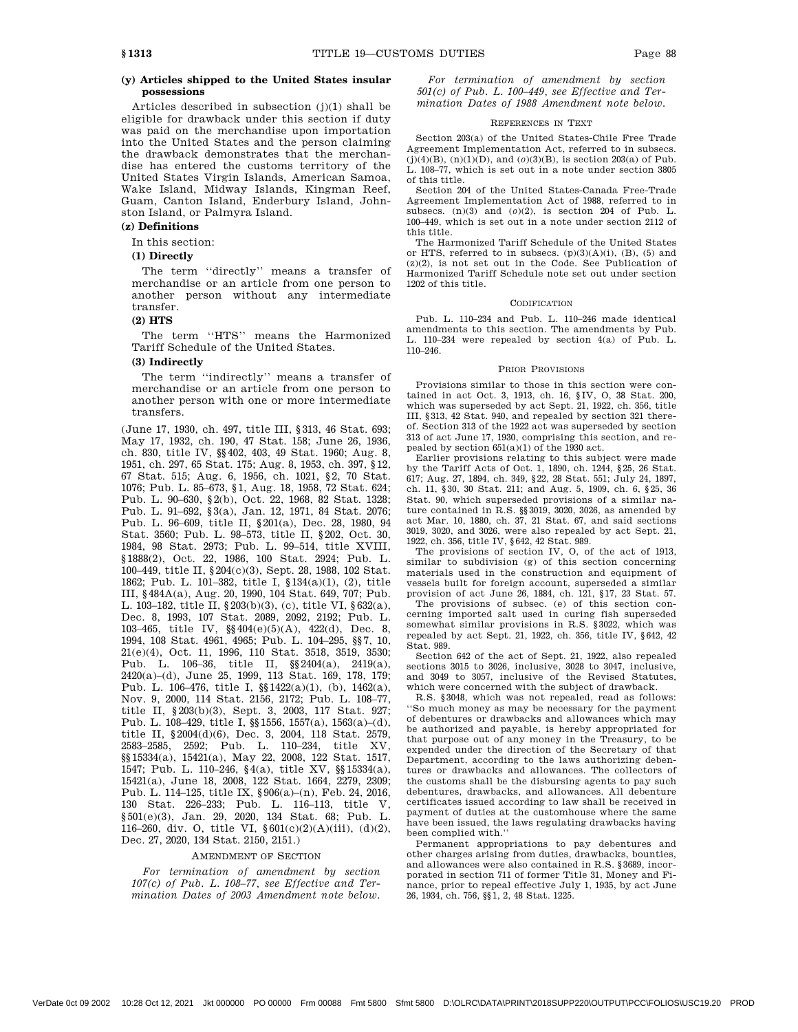**(y) Articles shipped to the United States insular possessions**

Articles described in subsection (j)(1) shall be eligible for drawback under this section if duty was paid on the merchandise upon importation into the United States and the person claiming the drawback demonstrates that the merchandise has entered the customs territory of the United States Virgin Islands, American Samoa, Wake Island, Midway Islands, Kingman Reef, Guam, Canton Island, Enderbury Island, Johnston Island, or Palmyra Island.

**(z) Definitions**

In this section:

**(1) Directly**

The term ''directly'' means a transfer of merchandise or an article from one person to another person without any intermediate transfer.

**(2) HTS**

The term ''HTS'' means the Harmonized Tariff Schedule of the United States.

**(3) Indirectly**

The term ''indirectly'' means a transfer of merchandise or an article from one person to another person with one or more intermediate transfers.

(June 17, 1930, ch. 497, title III, §313, 46 Stat. 693; May 17, 1932, ch. 190, 47 Stat. 158; June 26, 1936, ch. 830, title IV, §§402, 403, 49 Stat. 1960; Aug. 8, 1951, ch. 297, 65 Stat. 175; Aug. 8, 1953, ch. 397, §12, 67 Stat. 515; Aug. 6, 1956, ch. 1021, §2, 70 Stat. 1076; Pub. L. 85–673, §1, Aug. 18, 1958, 72 Stat. 624; Pub. L. 90–630, §2(b), Oct. 22, 1968, 82 Stat. 1328; Pub. L. 91–692, §3(a), Jan. 12, 1971, 84 Stat. 2076; Pub. L. 96–609, title II, §201(a), Dec. 28, 1980, 94 Stat. 3560; Pub. L. 98–573, title II, §202, Oct. 30, 1984, 98 Stat. 2973; Pub. L. 99–514, title XVIII, §1888(2), Oct. 22, 1986, 100 Stat. 2924; Pub. L. 100–449, title II, §204(c)(3), Sept. 28, 1988, 102 Stat. 1862; Pub. L. 101–382, title I, §134(a)(1), (2), title III, §484A(a), Aug. 20, 1990, 104 Stat. 649, 707; Pub. L. 103–182, title II, §203(b)(3), (c), title VI, §632(a), Dec. 8, 1993, 107 Stat. 2089, 2092, 2192; Pub. L. 103–465, title IV, §§404(e)(5)(A), 422(d), Dec. 8, 1994, 108 Stat. 4961, 4965; Pub. L. 104–295, §§7, 10, 21(e)(4), Oct. 11, 1996, 110 Stat. 3518, 3519, 3530; Pub. L. 106–36, title II, §§2404(a), 2419(a), 2420(a)–(d), June 25, 1999, 113 Stat. 169, 178, 179; Pub. L. 106–476, title I, §§1422(a)(1), (b), 1462(a), Nov. 9, 2000, 114 Stat. 2156, 2172; Pub. L. 108–77, title II, §203(b)(3), Sept. 3, 2003, 117 Stat. 927; Pub. L. 108–429, title I, §§1556, 1557(a), 1563(a)–(d), title II, §2004(d)(6), Dec. 3, 2004, 118 Stat. 2579, 2583–2585, 2592; Pub. L. 110–234, title XV, §§15334(a), 15421(a), May 22, 2008, 122 Stat. 1517, 1547; Pub. L. 110–246, §4(a), title XV, §§15334(a), 15421(a), June 18, 2008, 122 Stat. 1664, 2279, 2309; Pub. L. 114–125, title IX, §906(a)–(n), Feb. 24, 2016, 130 Stat. 226–233; Pub. L. 116–113, title V, §501(e)(3), Jan. 29, 2020, 134 Stat. 68; Pub. L. 116–260, div. O, title VI, §601(c)(2)(A)(iii), (d)(2), Dec. 27, 2020, 134 Stat. 2150, 2151.)

AMENDMENT OF SECTION

*For termination of amendment by section 107(c) of Pub. L. 108–77, see Effective and Termination Dates of 2003 Amendment note below.*

*For termination of amendment by section 501(c) of Pub. L. 100–449, see Effective and Termination Dates of 1988 Amendment note below.*

REFERENCES IN TEXT

Section 203(a) of the United States-Chile Free Trade Agreement Implementation Act, referred to in subsecs. (j)(4)(B), (n)(1)(D), and (*o*)(3)(B), is section 203(a) of Pub. L. 108–77, which is set out in a note under section 3805 of this title.

Section 204 of the United States-Canada Free-Trade Agreement Implementation Act of 1988, referred to in subsecs. (n)(3) and (*o*)(2), is section 204 of Pub. L. 100–449, which is set out in a note under section 2112 of this title.

The Harmonized Tariff Schedule of the United States or HTS, referred to in subsecs. (p)(3)(A)(i), (B), (5) and (z)(2), is not set out in the Code. See Publication of Harmonized Tariff Schedule note set out under section 1202 of this title.

CODIFICATION

Pub. L. 110–234 and Pub. L. 110–246 made identical amendments to this section. The amendments by Pub. L. 110–234 were repealed by section 4(a) of Pub. L. 110–246.

PRIOR PROVISIONS

Provisions similar to those in this section were contained in act Oct. 3, 1913, ch. 16, §IV, O, 38 Stat. 200, which was superseded by act Sept. 21, 1922, ch. 356, title III, §313, 42 Stat. 940, and repealed by section 321 thereof. Section 313 of the 1922 act was superseded by section 313 of act June 17, 1930, comprising this section, and repealed by section 651(a)(1) of the 1930 act.

Earlier provisions relating to this subject were made by the Tariff Acts of Oct. 1, 1890, ch. 1244, §25, 26 Stat. 617; Aug. 27, 1894, ch. 349, §22, 28 Stat. 551; July 24, 1897, ch. 11, §30, 30 Stat. 211; and Aug. 5, 1909, ch. 6, §25, 36 Stat. 90, which superseded provisions of a similar nature contained in R.S. §§3019, 3020, 3026, as amended by act Mar. 10, 1880, ch. 37, 21 Stat. 67, and said sections 3019, 3020, and 3026, were also repealed by act Sept. 21, 1922, ch. 356, title IV, §642, 42 Stat. 989.

The provisions of section IV, O, of the act of 1913, similar to subdivision (g) of this section concerning materials used in the construction and equipment of vessels built for foreign account, superseded a similar provision of act June 26, 1884, ch. 121, §17, 23 Stat. 57.

The provisions of subsec. (e) of this section concerning imported salt used in curing fish superseded somewhat similar provisions in R.S. §3022, which was repealed by act Sept. 21, 1922, ch. 356, title IV, §642, 42 Stat. 989.

Section 642 of the act of Sept. 21, 1922, also repealed sections 3015 to 3026, inclusive, 3028 to 3047, inclusive, and 3049 to 3057, inclusive of the Revised Statutes, which were concerned with the subject of drawback.

R.S. §3048, which was not repealed, read as follows: ''So much money as may be necessary for the payment of debentures or drawbacks and allowances which may be authorized and payable, is hereby appropriated for that purpose out of any money in the Treasury, to be expended under the direction of the Secretary of that Department, according to the laws authorizing debentures or drawbacks and allowances. The collectors of the customs shall be the disbursing agents to pay such debentures, drawbacks, and allowances. All debenture certificates issued according to law shall be received in payment of duties at the customhouse where the same have been issued, the laws regulating drawbacks having been complied with.''

Permanent appropriations to pay debentures and other charges arising from duties, drawbacks, bounties, and allowances were also contained in R.S. §3689, incorporated in section 711 of former Title 31, Money and Finance, prior to repeal effective July 1, 1935, by act June 26, 1934, ch. 756, §§1, 2, 48 Stat. 1225.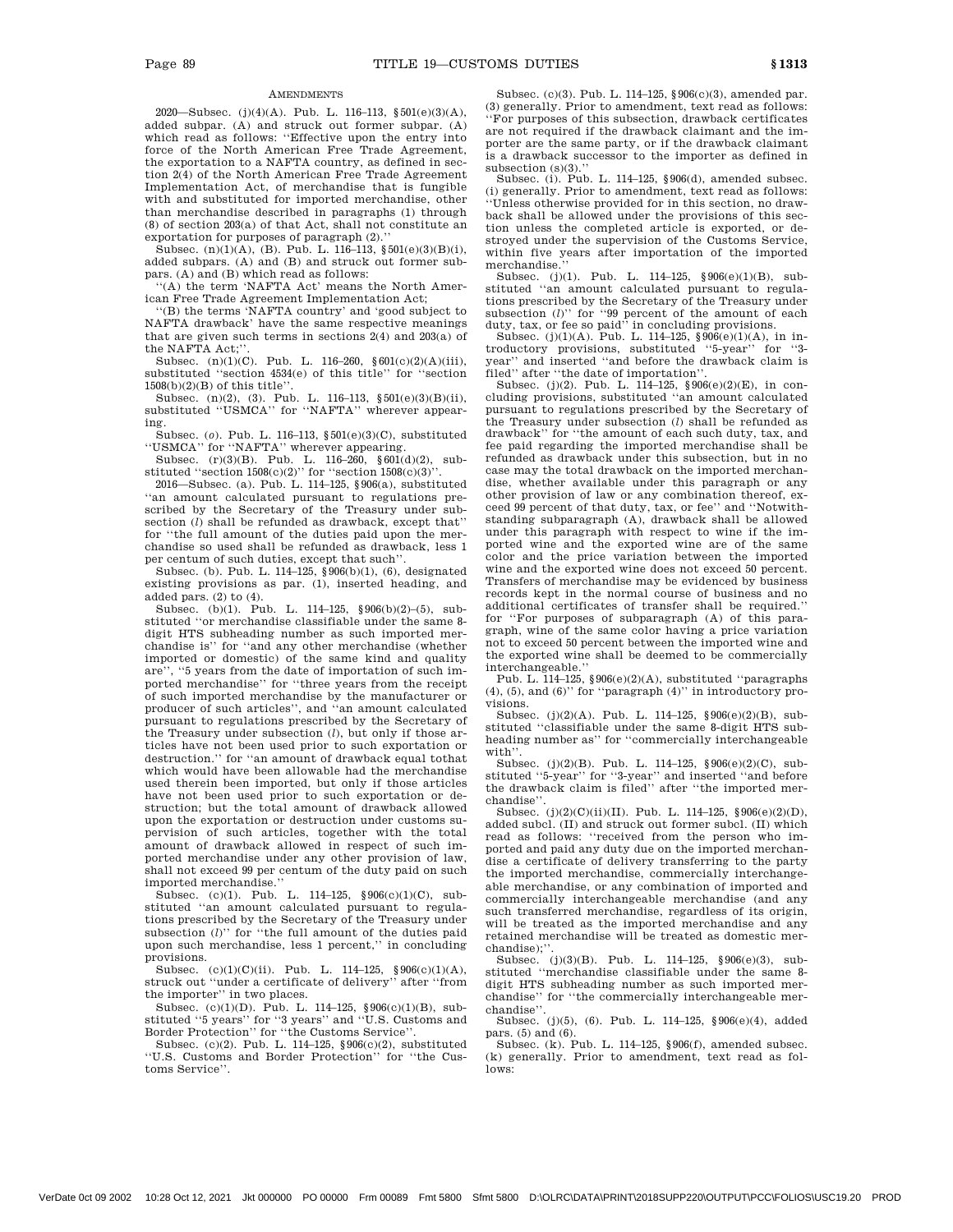AMENDMENTS

2020—Subsec. (j)(4)(A). Pub. L. 116–113, §501(e)(3)(A), added subpar. (A) and struck out former subpar. (A) which read as follows: ''Effective upon the entry into force of the North American Free Trade Agreement, the exportation to a NAFTA country, as defined in section 2(4) of the North American Free Trade Agreement Implementation Act, of merchandise that is fungible with and substituted for imported merchandise, other than merchandise described in paragraphs (1) through (8) of section 203(a) of that Act, shall not constitute an exportation for purposes of paragraph (2).''

Subsec. (n)(1)(A), (B). Pub. L. 116–113, §501(e)(3)(B)(i), added subpars. (A) and (B) and struck out former subpars. (A) and (B) which read as follows:

''(A) the term 'NAFTA Act' means the North American Free Trade Agreement Implementation Act;

''(B) the terms 'NAFTA country' and 'good subject to NAFTA drawback' have the same respective meanings that are given such terms in sections 2(4) and 203(a) of the NAFTA Act;''.

Subsec. (n)(1)(C). Pub. L. 116–260, §601(c)(2)(A)(iii), substituted ''section 4534(e) of this title'' for ''section 1508(b)(2)(B) of this title''.

Subsec. (n)(2), (3). Pub. L. 116–113, §501(e)(3)(B)(ii), substituted ''USMCA'' for ''NAFTA'' wherever appearing.

Subsec. (*o*). Pub. L. 116–113, §501(e)(3)(C), substituted ''USMCA'' for ''NAFTA'' wherever appearing.

Subsec. (r)(3)(B). Pub. L. 116–260, §601(d)(2), substituted ''section 1508(c)(2)'' for ''section 1508(c)(3)''.

2016—Subsec. (a). Pub. L. 114–125, §906(a), substituted ''an amount calculated pursuant to regulations prescribed by the Secretary of the Treasury under subsection (*l*) shall be refunded as drawback, except that'' for ''the full amount of the duties paid upon the merchandise so used shall be refunded as drawback, less 1 per centum of such duties, except that such''.

Subsec. (b). Pub. L. 114–125, §906(b)(1), (6), designated existing provisions as par. (1), inserted heading, and added pars. (2) to (4).

Subsec. (b)(1). Pub. L. 114–125, §906(b)(2)–(5), substituted ''or merchandise classifiable under the same 8-digit HTS subheading number as such imported merchandise is'' for ''and any other merchandise (whether imported or domestic) of the same kind and quality are'', ''5 years from the date of importation of such imported merchandise'' for ''three years from the receipt of such imported merchandise by the manufacturer or producer of such articles'', and ''an amount calculated pursuant to regulations prescribed by the Secretary of the Treasury under subsection (*l*), but only if those articles have not been used prior to such exportation or destruction.'' for ''an amount of drawback equal tothat which would have been allowable had the merchandise used therein been imported, but only if those articles have not been used prior to such exportation or destruction; but the total amount of drawback allowed upon the exportation or destruction under customs supervision of such articles, together with the total amount of drawback allowed in respect of such imported merchandise under any other provision of law, shall not exceed 99 per centum of the duty paid on such imported merchandise.''

Subsec. (c)(1). Pub. L. 114–125, §906(c)(1)(C), substituted ''an amount calculated pursuant to regulations prescribed by the Secretary of the Treasury under subsection (*l*)'' for ''the full amount of the duties paid upon such merchandise, less 1 percent,'' in concluding provisions.

Subsec. (c)(1)(C)(ii). Pub. L. 114–125, §906(c)(1)(A), struck out ''under a certificate of delivery'' after ''from the importer'' in two places.

Subsec. (c)(1)(D). Pub. L. 114–125, §906(c)(1)(B), substituted ''5 years'' for ''3 years'' and ''U.S. Customs and Border Protection'' for ''the Customs Service''.

Subsec. (c)(2). Pub. L. 114–125, §906(c)(2), substituted ''U.S. Customs and Border Protection'' for ''the Customs Service''.

Subsec. (c)(3). Pub. L. 114–125, §906(c)(3), amended par. (3) generally. Prior to amendment, text read as follows: ''For purposes of this subsection, drawback certificates are not required if the drawback claimant and the importer are the same party, or if the drawback claimant is a drawback successor to the importer as defined in subsection (s)(3).''

Subsec. (i). Pub. L. 114–125, §906(d), amended subsec. (i) generally. Prior to amendment, text read as follows: ''Unless otherwise provided for in this section, no drawback shall be allowed under the provisions of this section unless the completed article is exported, or destroyed under the supervision of the Customs Service, within five years after importation of the imported merchandise.''

Subsec. (j)(1). Pub. L. 114–125, §906(e)(1)(B), substituted ''an amount calculated pursuant to regulations prescribed by the Secretary of the Treasury under subsection (*l*)'' for ''99 percent of the amount of each duty, tax, or fee so paid'' in concluding provisions.

Subsec. (j)(1)(A). Pub. L. 114–125, §906(e)(1)(A), in introductory provisions, substituted ''5-year'' for ''3-year'' and inserted ''and before the drawback claim is filed'' after ''the date of importation''.

Subsec. (j)(2). Pub. L. 114–125, §906(e)(2)(E), in concluding provisions, substituted ''an amount calculated pursuant to regulations prescribed by the Secretary of the Treasury under subsection (*l*) shall be refunded as drawback'' for ''the amount of each such duty, tax, and fee paid regarding the imported merchandise shall be refunded as drawback under this subsection, but in no case may the total drawback on the imported merchandise, whether available under this paragraph or any other provision of law or any combination thereof, exceed 99 percent of that duty, tax, or fee'' and ''Notwithstanding subparagraph (A), drawback shall be allowed under this paragraph with respect to wine if the imported wine and the exported wine are of the same color and the price variation between the imported wine and the exported wine does not exceed 50 percent. Transfers of merchandise may be evidenced by business records kept in the normal course of business and no additional certificates of transfer shall be required.'' for ''For purposes of subparagraph (A) of this paragraph, wine of the same color having a price variation not to exceed 50 percent between the imported wine and the exported wine shall be deemed to be commercially interchangeable.''

Pub. L. 114–125, §906(e)(2)(A), substituted ''paragraphs (4), (5), and (6)'' for ''paragraph (4)'' in introductory provisions.

Subsec. (j)(2)(A). Pub. L. 114–125, §906(e)(2)(B), substituted ''classifiable under the same 8-digit HTS subheading number as'' for ''commercially interchangeable with''.

Subsec. (j)(2)(B). Pub. L. 114–125, §906(e)(2)(C), substituted ''5-year'' for ''3-year'' and inserted ''and before the drawback claim is filed'' after ''the imported merchandise''.

Subsec. (j)(2)(C)(ii)(II). Pub. L. 114–125, §906(e)(2)(D), added subcl. (II) and struck out former subcl. (II) which read as follows: ''received from the person who imported and paid any duty due on the imported merchandise a certificate of delivery transferring to the party the imported merchandise, commercially interchangeable merchandise, or any combination of imported and commercially interchangeable merchandise (and any such transferred merchandise, regardless of its origin, will be treated as the imported merchandise and any retained merchandise will be treated as domestic merchandise);''.

Subsec. (j)(3)(B). Pub. L. 114–125, §906(e)(3), substituted ''merchandise classifiable under the same 8-digit HTS subheading number as such imported merchandise'' for ''the commercially interchangeable merchandise''.

Subsec. (j)(5), (6). Pub. L. 114–125, §906(e)(4), added pars. (5) and (6).

Subsec. (k). Pub. L. 114–125, §906(f), amended subsec. (k) generally. Prior to amendment, text read as follows: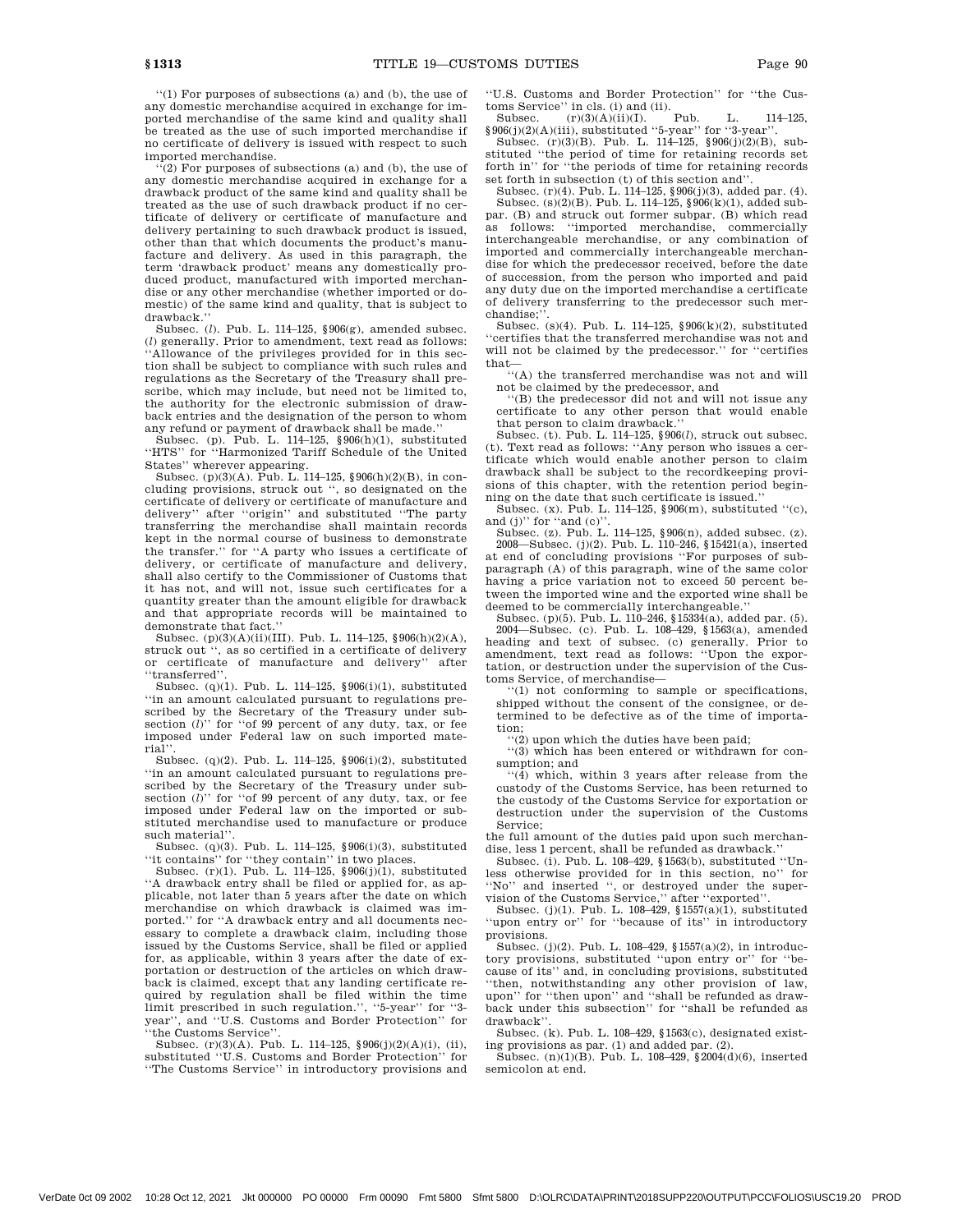"(1) For purposes of subsections (a) and (b), the use of any domestic merchandise acquired in exchange for imported merchandise of the same kind and quality shall be treated as the use of such imported merchandise if no certificate of delivery is issued with respect to such imported merchandise.

"(2) For purposes of subsections (a) and (b), the use of any domestic merchandise acquired in exchange for a drawback product of the same kind and quality shall be treated as the use of such drawback product if no certificate of delivery or certificate of manufacture and delivery pertaining to such drawback product is issued, other than that which documents the product's manufacture and delivery. As used in this paragraph, the term 'drawback product' means any domestically produced product, manufactured with imported merchandise or any other merchandise (whether imported or domestic) of the same kind and quality, that is subject to drawback."

Subsec. (*l*). Pub. L. 114–125, §906(g), amended subsec. (*l*) generally. Prior to amendment, text read as follows: "Allowance of the privileges provided for in this section shall be subject to compliance with such rules and regulations as the Secretary of the Treasury shall prescribe, which may include, but need not be limited to, the authority for the electronic submission of drawback entries and the designation of the person to whom any refund or payment of drawback shall be made."

Subsec. (p). Pub. L. 114–125, §906(h)(1), substituted "HTS" for "Harmonized Tariff Schedule of the United States" wherever appearing.

Subsec. (p)(3)(A). Pub. L. 114–125, §906(h)(2)(B), in concluding provisions, struck out ", so designated on the certificate of delivery or certificate of manufacture and delivery" after "origin" and substituted "The party transferring the merchandise shall maintain records kept in the normal course of business to demonstrate the transfer." for "A party who issues a certificate of delivery, or certificate of manufacture and delivery, shall also certify to the Commissioner of Customs that it has not, and will not, issue such certificates for a quantity greater than the amount eligible for drawback and that appropriate records will be maintained to demonstrate that fact."

Subsec. (p)(3)(A)(ii)(III). Pub. L. 114–125, §906(h)(2)(A), struck out ", as so certified in a certificate of delivery or certificate of manufacture and delivery" after "transferred".

Subsec. (q)(1). Pub. L. 114–125, §906(i)(1), substituted "in an amount calculated pursuant to regulations prescribed by the Secretary of the Treasury under subsection (*l*)" for "of 99 percent of any duty, tax, or fee imposed under Federal law on such imported material".

Subsec. (q)(2). Pub. L. 114–125, §906(i)(2), substituted "in an amount calculated pursuant to regulations prescribed by the Secretary of the Treasury under subsection (*l*)" for "of 99 percent of any duty, tax, or fee imposed under Federal law on the imported or substituted merchandise used to manufacture or produce such material".

Subsec. (q)(3). Pub. L. 114–125, §906(i)(3), substituted "it contains" for "they contain" in two places.

Subsec. (r)(1). Pub. L. 114–125, §906(j)(1), substituted "A drawback entry shall be filed or applied for, as applicable, not later than 5 years after the date on which merchandise on which drawback is claimed was imported." for "A drawback entry and all documents necessary to complete a drawback claim, including those issued by the Customs Service, shall be filed or applied for, as applicable, within 3 years after the date of exportation or destruction of the articles on which drawback is claimed, except that any landing certificate required by regulation shall be filed within the time limit prescribed in such regulation.", "5-year" for "3-year", and "U.S. Customs and Border Protection" for "the Customs Service".

Subsec. (r)(3)(A). Pub. L. 114–125, §906(j)(2)(A)(i), (ii), substituted "U.S. Customs and Border Protection" for "The Customs Service" in introductory provisions and "U.S. Customs and Border Protection" for "the Customs Service" in cls. (i) and (ii).

Subsec. (r)(3)(A)(ii)(I). Pub. L. 114–125, §906(j)(2)(A)(iii), substituted "5-year" for "3-year".

Subsec. (r)(3)(B). Pub. L. 114–125, §906(j)(2)(B), substituted "the period of time for retaining records set forth in" for "the periods of time for retaining records set forth in subsection (t) of this section and".

Subsec. (r)(4). Pub. L. 114–125, §906(j)(3), added par. (4).

Subsec. (s)(2)(B). Pub. L. 114–125, §906(k)(1), added subpar. (B) and struck out former subpar. (B) which read as follows: "imported merchandise, commercially interchangeable merchandise, or any combination of imported and commercially interchangeable merchandise for which the predecessor received, before the date of succession, from the person who imported and paid any duty due on the imported merchandise a certificate of delivery transferring to the predecessor such merchandise;".

Subsec. (s)(4). Pub. L. 114–125, §906(k)(2), substituted "certifies that the transferred merchandise was not and will not be claimed by the predecessor." for "certifies that—

"(A) the transferred merchandise was not and will not be claimed by the predecessor, and

"(B) the predecessor did not and will not issue any certificate to any other person that would enable that person to claim drawback."

Subsec. (t). Pub. L. 114–125, §906(*l*), struck out subsec. (t). Text read as follows: "Any person who issues a certificate which would enable another person to claim drawback shall be subject to the recordkeeping provisions of this chapter, with the retention period beginning on the date that such certificate is issued."

Subsec. (x). Pub. L. 114–125, §906(m), substituted "(c), and (j)" for "and (c)".

Subsec. (z). Pub. L. 114–125, §906(n), added subsec. (z).

2008—Subsec. (j)(2). Pub. L. 110–246, §15421(a), inserted at end of concluding provisions "For purposes of subparagraph (A) of this paragraph, wine of the same color having a price variation not to exceed 50 percent between the imported wine and the exported wine shall be deemed to be commercially interchangeable."

Subsec. (p)(5). Pub. L. 110–246, §15334(a), added par. (5).

2004—Subsec. (c). Pub. L. 108–429, §1563(a), amended heading and text of subsec. (c) generally. Prior to amendment, text read as follows: "Upon the exportation, or destruction under the supervision of the Customs Service, of merchandise—

"(1) not conforming to sample or specifications, shipped without the consent of the consignee, or determined to be defective as of the time of importation;

"(2) upon which the duties have been paid;

"(3) which has been entered or withdrawn for consumption; and

"(4) which, within 3 years after release from the custody of the Customs Service, has been returned to the custody of the Customs Service for exportation or destruction under the supervision of the Customs Service;

the full amount of the duties paid upon such merchandise, less 1 percent, shall be refunded as drawback."

Subsec. (i). Pub. L. 108–429, §1563(b), substituted "Unless otherwise provided for in this section, no" for "No" and inserted ", or destroyed under the supervision of the Customs Service," after "exported".

Subsec. (j)(1). Pub. L. 108–429, §1557(a)(1), substituted "upon entry or" for "because of its" in introductory provisions.

Subsec. (j)(2). Pub. L. 108–429, §1557(a)(2), in introductory provisions, substituted "upon entry or" for "because of its" and, in concluding provisions, substituted "then, notwithstanding any other provision of law, upon" for "then upon" and "shall be refunded as drawback under this subsection" for "shall be refunded as drawback".

Subsec. (k). Pub. L. 108–429, §1563(c), designated existing provisions as par. (1) and added par. (2).

Subsec. (n)(1)(B). Pub. L. 108–429, §2004(d)(6), inserted semicolon at end.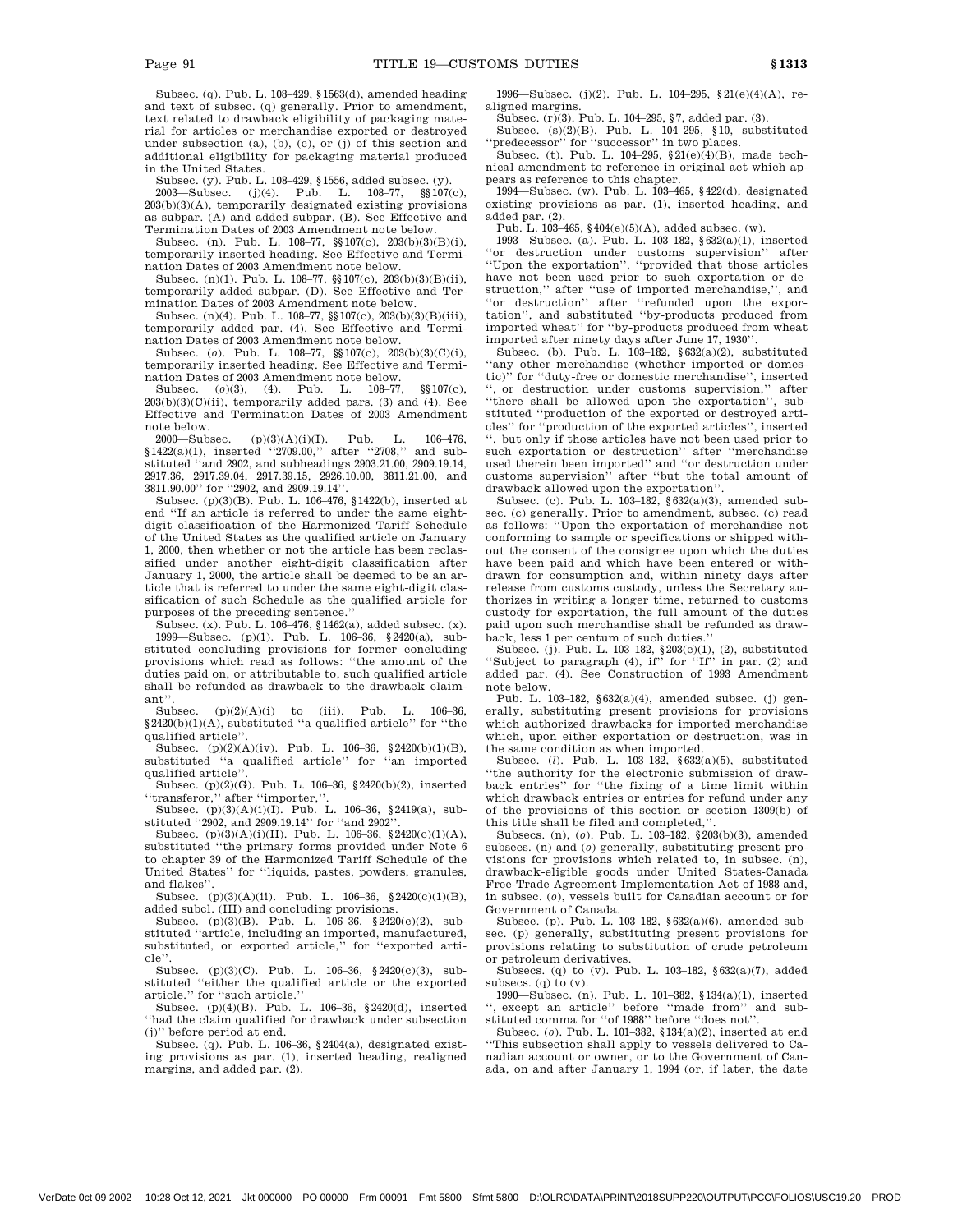Subsec. (q). Pub. L. 108–429, §1563(d), amended heading and text of subsec. (q) generally. Prior to amendment, text related to drawback eligibility of packaging material for articles or merchandise exported or destroyed under subsection (a), (b), (c), or (j) of this section and additional eligibility for packaging material produced in the United States.

Subsec. (y). Pub. L. 108–429, §1556, added subsec. (y).

2003—Subsec. (j)(4). Pub. L. 108–77, §§107(c), 203(b)(3)(A), temporarily designated existing provisions as subpar. (A) and added subpar. (B). See Effective and Termination Dates of 2003 Amendment note below.

Subsec. (n). Pub. L. 108–77, §§107(c), 203(b)(3)(B)(i), temporarily inserted heading. See Effective and Termination Dates of 2003 Amendment note below.

Subsec. (n)(1). Pub. L. 108–77, §§107(c), 203(b)(3)(B)(ii), temporarily added subpar. (D). See Effective and Termination Dates of 2003 Amendment note below.

Subsec. (n)(4). Pub. L. 108–77, §§107(c), 203(b)(3)(B)(iii), temporarily added par. (4). See Effective and Termination Dates of 2003 Amendment note below.

Subsec. (*o*). Pub. L. 108–77, §§107(c), 203(b)(3)(C)(i), temporarily inserted heading. See Effective and Termination Dates of 2003 Amendment note below.

Subsec. (*o*)(3), (4). Pub. L. 108–77, §§107(c), 203(b)(3)(C)(ii), temporarily added pars. (3) and (4). See Effective and Termination Dates of 2003 Amendment note below.

2000—Subsec. (p)(3)(A)(i)(I). Pub. L. 106–476, §1422(a)(1), inserted "2709.00," after "2708," and substituted "and 2902, and subheadings 2903.21.00, 2909.19.14, 2917.36, 2917.39.04, 2917.39.15, 2926.10.00, 3811.21.00, and 3811.90.00" for "2902, and 2909.19.14".

Subsec. (p)(3)(B). Pub. L. 106–476, §1422(b), inserted at end "If an article is referred to under the same eight-digit classification of the Harmonized Tariff Schedule of the United States as the qualified article on January 1, 2000, then whether or not the article has been reclassified under another eight-digit classification after January 1, 2000, the article shall be deemed to be an article that is referred to under the same eight-digit classification of such Schedule as the qualified article for purposes of the preceding sentence."

Subsec. (x). Pub. L. 106–476, §1462(a), added subsec. (x).

1999—Subsec. (p)(1). Pub. L. 106–36, §2420(a), substituted concluding provisions for former concluding provisions which read as follows: "the amount of the duties paid on, or attributable to, such qualified article shall be refunded as drawback to the drawback claimant".

Subsec. (p)(2)(A)(i) to (iii). Pub. L. 106–36, §2420(b)(1)(A), substituted "a qualified article" for "the qualified article".

Subsec. (p)(2)(A)(iv). Pub. L. 106–36, §2420(b)(1)(B), substituted "a qualified article" for "an imported qualified article".

Subsec. (p)(2)(G). Pub. L. 106–36, §2420(b)(2), inserted "transferor," after "importer,".

Subsec. (p)(3)(A)(i)(I). Pub. L. 106–36, §2419(a), substituted "2902, and 2909.19.14" for "and 2902".

Subsec. (p)(3)(A)(i)(II). Pub. L. 106–36, §2420(c)(1)(A), substituted "the primary forms provided under Note 6 to chapter 39 of the Harmonized Tariff Schedule of the United States" for "liquids, pastes, powders, granules, and flakes".

Subsec. (p)(3)(A)(ii). Pub. L. 106–36, §2420(c)(1)(B), added subcl. (III) and concluding provisions.

Subsec. (p)(3)(B). Pub. L. 106–36, §2420(c)(2), substituted "article, including an imported, manufactured, substituted, or exported article," for "exported article".

Subsec. (p)(3)(C). Pub. L. 106–36, §2420(c)(3), substituted "either the qualified article or the exported article." for "such article."

Subsec. (p)(4)(B). Pub. L. 106–36, §2420(d), inserted "had the claim qualified for drawback under subsection (j)" before period at end.

Subsec. (q). Pub. L. 106–36, §2404(a), designated existing provisions as par. (1), inserted heading, realigned margins, and added par. (2).

1996—Subsec. (j)(2). Pub. L. 104–295, §21(e)(4)(A), realigned margins.

Subsec. (r)(3). Pub. L. 104–295, §7, added par. (3).

Subsec. (s)(2)(B). Pub. L. 104–295, §10, substituted "predecessor" for "successor" in two places.

Subsec. (t). Pub. L. 104–295, §21(e)(4)(B), made technical amendment to reference in original act which appears as reference to this chapter.

1994—Subsec. (w). Pub. L. 103–465, §422(d), designated existing provisions as par. (1), inserted heading, and added par. (2).

Pub. L. 103–465, §404(e)(5)(A), added subsec. (w).

1993—Subsec. (a). Pub. L. 103–182, §632(a)(1), inserted "or destruction under customs supervision" after "Upon the exportation", "provided that those articles have not been used prior to such exportation or destruction," after "use of imported merchandise,", and "or destruction" after "refunded upon the exportation", and substituted "by-products produced from imported wheat" for "by-products produced from wheat imported after ninety days after June 17, 1930".

Subsec. (b). Pub. L. 103–182, §632(a)(2), substituted "any other merchandise (whether imported or domestic)" for "duty-free or domestic merchandise", inserted ", or destruction under customs supervision," after "there shall be allowed upon the exportation", substituted "production of the exported or destroyed articles" for "production of the exported articles", inserted ", but only if those articles have not been used prior to such exportation or destruction" after "merchandise used therein been imported" and "or destruction under customs supervision" after "but the total amount of drawback allowed upon the exportation".

Subsec. (c). Pub. L. 103–182, §632(a)(3), amended subsec. (c) generally. Prior to amendment, subsec. (c) read as follows: "Upon the exportation of merchandise not conforming to sample or specifications or shipped without the consent of the consignee upon which the duties have been paid and which have been entered or withdrawn for consumption and, within ninety days after release from customs custody, unless the Secretary authorizes in writing a longer time, returned to customs custody for exportation, the full amount of the duties paid upon such merchandise shall be refunded as drawback, less 1 per centum of such duties."

Subsec. (j). Pub. L. 103–182, §203(c)(1), (2), substituted "Subject to paragraph (4), if" for "If" in par. (2) and added par. (4). See Construction of 1993 Amendment note below.

Pub. L. 103–182, §632(a)(4), amended subsec. (j) generally, substituting present provisions for provisions which authorized drawbacks for imported merchandise which, upon either exportation or destruction, was in the same condition as when imported.

Subsec. (*l*). Pub. L. 103–182, §632(a)(5), substituted "the authority for the electronic submission of drawback entries" for "the fixing of a time limit within which drawback entries or entries for refund under any of the provisions of this section or section 1309(b) of this title shall be filed and completed,".

Subsecs. (n), (*o*). Pub. L. 103–182, §203(b)(3), amended subsecs. (n) and (*o*) generally, substituting present provisions for provisions which related to, in subsec. (n), drawback-eligible goods under United States-Canada Free-Trade Agreement Implementation Act of 1988 and, in subsec. (*o*), vessels built for Canadian account or for Government of Canada.

Subsec. (p). Pub. L. 103–182, §632(a)(6), amended subsec. (p) generally, substituting present provisions for provisions relating to substitution of crude petroleum or petroleum derivatives.

Subsecs. (q) to (v). Pub. L. 103–182, §632(a)(7), added subsecs. (q) to (v).

1990—Subsec. (n). Pub. L. 101–382, §134(a)(1), inserted ", except an article" before "made from" and substituted comma for "of 1988" before "does not".

Subsec. (*o*). Pub. L. 101–382, §134(a)(2), inserted at end "This subsection shall apply to vessels delivered to Canadian account or owner, or to the Government of Canada, on and after January 1, 1994 (or, if later, the date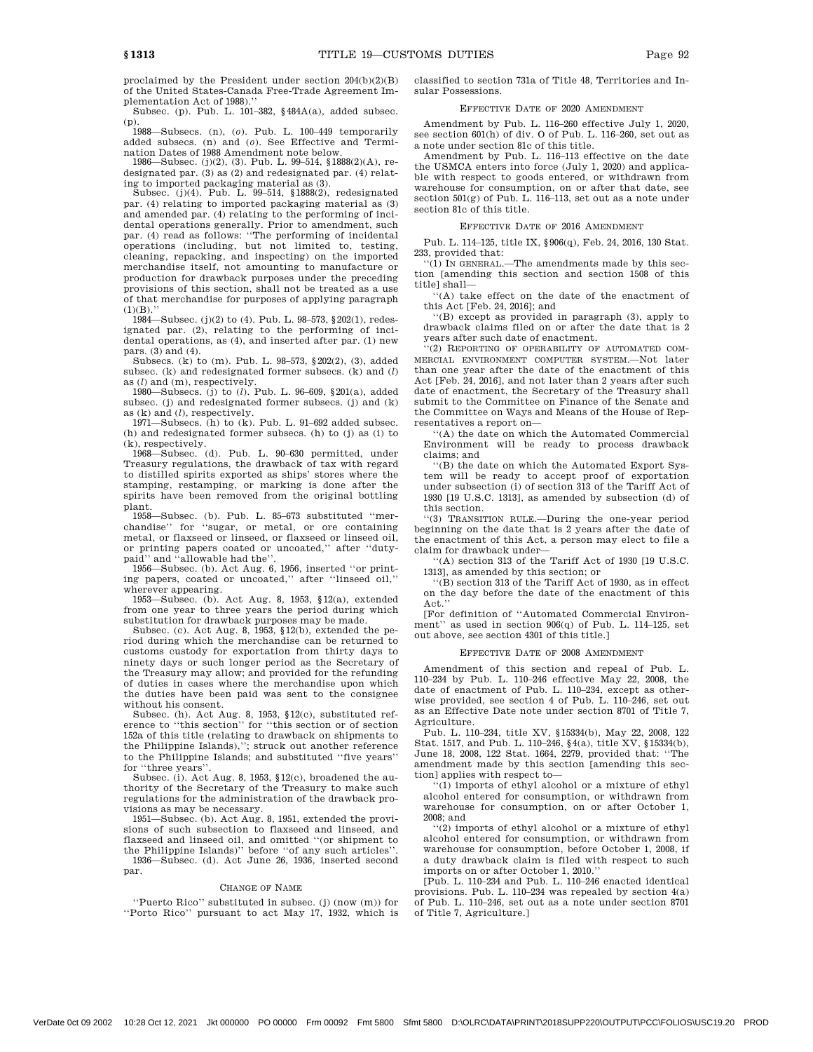proclaimed by the President under section 204(b)(2)(B) of the United States-Canada Free-Trade Agreement Implementation Act of 1988).''

Subsec. (p). Pub. L. 101–382, §484A(a), added subsec. (p).

1988—Subsecs. (n), (*o*). Pub. L. 100–449 temporarily added subsecs. (n) and (*o*). See Effective and Termination Dates of 1988 Amendment note below.

1986—Subsec. (j)(2), (3). Pub. L. 99–514, §1888(2)(A), redesignated par. (3) as (2) and redesignated par. (4) relating to imported packaging material as (3).

Subsec. (j)(4). Pub. L. 99–514, §1888(2), redesignated par. (4) relating to imported packaging material as (3) and amended par. (4) relating to the performing of incidental operations generally. Prior to amendment, such par. (4) read as follows: ''The performing of incidental operations (including, but not limited to, testing, cleaning, repacking, and inspecting) on the imported merchandise itself, not amounting to manufacture or production for drawback purposes under the preceding provisions of this section, shall not be treated as a use of that merchandise for purposes of applying paragraph (1)(B).''

1984—Subsec. (j)(2) to (4). Pub. L. 98–573, §202(1), redesignated par. (2), relating to the performing of incidental operations, as (4), and inserted after par. (1) new pars. (3) and (4).

Subsecs. (k) to (m). Pub. L. 98–573, §202(2), (3), added subsec. (k) and redesignated former subsecs. (k) and (*l*) as (*l*) and (m), respectively.

1980—Subsecs. (j) to (*l*). Pub. L. 96–609, §201(a), added subsec. (j) and redesignated former subsecs. (j) and (k) as (k) and (*l*), respectively.

1971—Subsecs. (h) to (k). Pub. L. 91–692 added subsec. (h) and redesignated former subsecs. (h) to (j) as (i) to (k), respectively.

1968—Subsec. (d). Pub. L. 90–630 permitted, under Treasury regulations, the drawback of tax with regard to distilled spirits exported as ships' stores where the stamping, restamping, or marking is done after the spirits have been removed from the original bottling plant.

1958—Subsec. (b). Pub. L. 85–673 substituted ''merchandise'' for ''sugar, or metal, or ore containing metal, or flaxseed or linseed, or flaxseed or linseed oil, or printing papers coated or uncoated,'' after ''duty-paid'' and ''allowable had the''.

1956—Subsec. (b). Act Aug. 6, 1956, inserted ''or printing papers, coated or uncoated,'' after ''linseed oil,'' wherever appearing.

1953—Subsec. (b). Act Aug. 8, 1953, §12(a), extended from one year to three years the period during which substitution for drawback purposes may be made.

Subsec. (c). Act Aug. 8, 1953, §12(b), extended the period during which the merchandise can be returned to customs custody for exportation from thirty days to ninety days or such longer period as the Secretary of the Treasury may allow; and provided for the refunding of duties in cases where the merchandise upon which the duties have been paid was sent to the consignee without his consent.

Subsec. (h). Act Aug. 8, 1953, §12(c), substituted reference to ''this section'' for ''this section or of section 152a of this title (relating to drawback on shipments to the Philippine Islands),''; struck out another reference to the Philippine Islands; and substituted ''five years'' for ''three years''.

Subsec. (i). Act Aug. 8, 1953, §12(c), broadened the authority of the Secretary of the Treasury to make such regulations for the administration of the drawback provisions as may be necessary.

1951—Subsec. (b). Act Aug. 8, 1951, extended the provisions of such subsection to flaxseed and linseed, and flaxseed and linseed oil, and omitted ''(or shipment to the Philippine Islands)'' before ''of any such articles''.

1936—Subsec. (d). Act June 26, 1936, inserted second par.

CHANGE OF NAME

''Puerto Rico'' substituted in subsec. (j) (now (m)) for ''Porto Rico'' pursuant to act May 17, 1932, which is classified to section 731a of Title 48, Territories and Insular Possessions.

EFFECTIVE DATE OF 2020 AMENDMENT

Amendment by Pub. L. 116–260 effective July 1, 2020, see section 601(h) of div. O of Pub. L. 116–260, set out as a note under section 81c of this title.

Amendment by Pub. L. 116–113 effective on the date the USMCA enters into force (July 1, 2020) and applicable with respect to goods entered, or withdrawn from warehouse for consumption, on or after that date, see section 501(g) of Pub. L. 116–113, set out as a note under section 81c of this title.

EFFECTIVE DATE OF 2016 AMENDMENT

Pub. L. 114–125, title IX, §906(q), Feb. 24, 2016, 130 Stat. 233, provided that:

''(1) IN GENERAL.—The amendments made by this section [amending this section and section 1508 of this title] shall—

''(A) take effect on the date of the enactment of this Act [Feb. 24, 2016]; and

''(B) except as provided in paragraph (3), apply to drawback claims filed on or after the date that is 2 years after such date of enactment.

''(2) REPORTING OF OPERABILITY OF AUTOMATED COMMERCIAL ENVIRONMENT COMPUTER SYSTEM.—Not later than one year after the date of the enactment of this Act [Feb. 24, 2016], and not later than 2 years after such date of enactment, the Secretary of the Treasury shall submit to the Committee on Finance of the Senate and the Committee on Ways and Means of the House of Representatives a report on—

''(A) the date on which the Automated Commercial Environment will be ready to process drawback claims; and

''(B) the date on which the Automated Export System will be ready to accept proof of exportation under subsection (i) of section 313 of the Tariff Act of 1930 [19 U.S.C. 1313], as amended by subsection (d) of this section.

''(3) TRANSITION RULE.—During the one-year period beginning on the date that is 2 years after the date of the enactment of this Act, a person may elect to file a claim for drawback under—

''(A) section 313 of the Tariff Act of 1930 [19 U.S.C. 1313], as amended by this section; or

''(B) section 313 of the Tariff Act of 1930, as in effect on the day before the date of the enactment of this Act.''

[For definition of ''Automated Commercial Environment'' as used in section 906(q) of Pub. L. 114–125, set out above, see section 4301 of this title.]

EFFECTIVE DATE OF 2008 AMENDMENT

Amendment of this section and repeal of Pub. L. 110–234 by Pub. L. 110–246 effective May 22, 2008, the date of enactment of Pub. L. 110–234, except as otherwise provided, see section 4 of Pub. L. 110–246, set out as an Effective Date note under section 8701 of Title 7, Agriculture.

Pub. L. 110–234, title XV, §15334(b), May 22, 2008, 122 Stat. 1517, and Pub. L. 110–246, §4(a), title XV, §15334(b), June 18, 2008, 122 Stat. 1664, 2279, provided that: ''The amendment made by this section [amending this section] applies with respect to—

''(1) imports of ethyl alcohol or a mixture of ethyl alcohol entered for consumption, or withdrawn from warehouse for consumption, on or after October 1, 2008; and

''(2) imports of ethyl alcohol or a mixture of ethyl alcohol entered for consumption, or withdrawn from warehouse for consumption, before October 1, 2008, if a duty drawback claim is filed with respect to such imports on or after October 1, 2010.''

[Pub. L. 110–234 and Pub. L. 110–246 enacted identical provisions. Pub. L. 110–234 was repealed by section 4(a) of Pub. L. 110–246, set out as a note under section 8701 of Title 7, Agriculture.]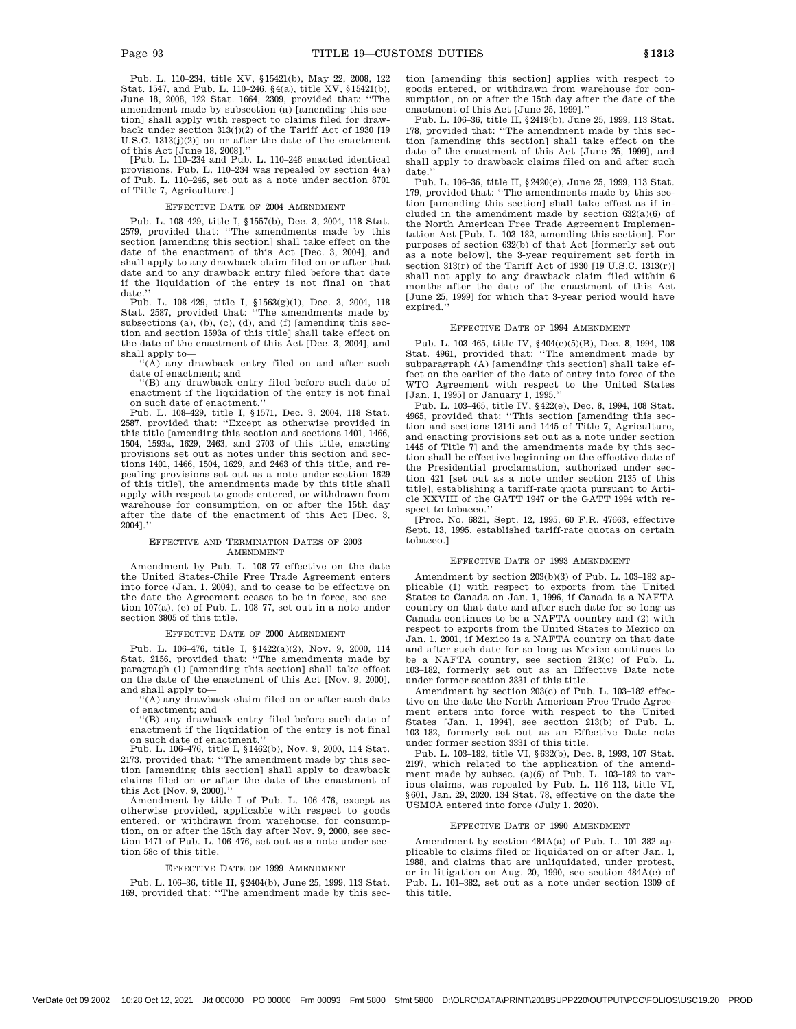Pub. L. 110–234, title XV, §15421(b), May 22, 2008, 122 Stat. 1547, and Pub. L. 110–246, §4(a), title XV, §15421(b), June 18, 2008, 122 Stat. 1664, 2309, provided that: ''The amendment made by subsection (a) [amending this section] shall apply with respect to claims filed for drawback under section 313(j)(2) of the Tariff Act of 1930 [19 U.S.C. 1313(j)(2)] on or after the date of the enactment of this Act [June 18, 2008].''

[Pub. L. 110–234 and Pub. L. 110–246 enacted identical provisions. Pub. L. 110–234 was repealed by section 4(a) of Pub. L. 110–246, set out as a note under section 8701 of Title 7, Agriculture.]

#### EFFECTIVE DATE OF 2004 AMENDMENT

Pub. L. 108–429, title I, §1557(b), Dec. 3, 2004, 118 Stat. 2579, provided that: ''The amendments made by this section [amending this section] shall take effect on the date of the enactment of this Act [Dec. 3, 2004], and shall apply to any drawback claim filed on or after that date and to any drawback entry filed before that date if the liquidation of the entry is not final on that date.''

Pub. L. 108–429, title I, §1563(g)(1), Dec. 3, 2004, 118 Stat. 2587, provided that: ''The amendments made by subsections (a), (b), (c), (d), and (f) [amending this section and section 1593a of this title] shall take effect on the date of the enactment of this Act [Dec. 3, 2004], and shall apply to—

''(A) any drawback entry filed on and after such date of enactment; and

''(B) any drawback entry filed before such date of enactment if the liquidation of the entry is not final on such date of enactment.''

Pub. L. 108–429, title I, §1571, Dec. 3, 2004, 118 Stat. 2587, provided that: ''Except as otherwise provided in this title [amending this section and sections 1401, 1466, 1504, 1593a, 1629, 2463, and 2703 of this title, enacting provisions set out as notes under this section and sections 1401, 1466, 1504, 1629, and 2463 of this title, and repealing provisions set out as a note under section 1629 of this title], the amendments made by this title shall apply with respect to goods entered, or withdrawn from warehouse for consumption, on or after the 15th day after the date of the enactment of this Act [Dec. 3, 2004].''

#### EFFECTIVE AND TERMINATION DATES OF 2003 AMENDMENT

Amendment by Pub. L. 108–77 effective on the date the United States-Chile Free Trade Agreement enters into force (Jan. 1, 2004), and to cease to be effective on the date the Agreement ceases to be in force, see section 107(a), (c) of Pub. L. 108–77, set out in a note under section 3805 of this title.

#### EFFECTIVE DATE OF 2000 AMENDMENT

Pub. L. 106–476, title I, §1422(a)(2), Nov. 9, 2000, 114 Stat. 2156, provided that: ''The amendments made by paragraph (1) [amending this section] shall take effect on the date of the enactment of this Act [Nov. 9, 2000], and shall apply to—

''(A) any drawback claim filed on or after such date of enactment; and

''(B) any drawback entry filed before such date of enactment if the liquidation of the entry is not final on such date of enactment.''

Pub. L. 106–476, title I, §1462(b), Nov. 9, 2000, 114 Stat. 2173, provided that: ''The amendment made by this section [amending this section] shall apply to drawback claims filed on or after the date of the enactment of this Act [Nov. 9, 2000].''

Amendment by title I of Pub. L. 106–476, except as otherwise provided, applicable with respect to goods entered, or withdrawn from warehouse, for consumption, on or after the 15th day after Nov. 9, 2000, see section 1471 of Pub. L. 106–476, set out as a note under section 58c of this title.

#### EFFECTIVE DATE OF 1999 AMENDMENT

Pub. L. 106–36, title II, §2404(b), June 25, 1999, 113 Stat. 169, provided that: ''The amendment made by this section [amending this section] applies with respect to goods entered, or withdrawn from warehouse for consumption, on or after the 15th day after the date of the enactment of this Act [June 25, 1999].''

Pub. L. 106–36, title II, §2419(b), June 25, 1999, 113 Stat. 178, provided that: ''The amendment made by this section [amending this section] shall take effect on the date of the enactment of this Act [June 25, 1999], and shall apply to drawback claims filed on and after such date.''

Pub. L. 106–36, title II, §2420(e), June 25, 1999, 113 Stat. 179, provided that: ''The amendments made by this section [amending this section] shall take effect as if included in the amendment made by section 632(a)(6) of the North American Free Trade Agreement Implementation Act [Pub. L. 103–182, amending this section]. For purposes of section 632(b) of that Act [formerly set out as a note below], the 3-year requirement set forth in section 313(r) of the Tariff Act of 1930 [19 U.S.C. 1313(r)] shall not apply to any drawback claim filed within 6 months after the date of the enactment of this Act [June 25, 1999] for which that 3-year period would have expired.''

#### EFFECTIVE DATE OF 1994 AMENDMENT

Pub. L. 103–465, title IV, §404(e)(5)(B), Dec. 8, 1994, 108 Stat. 4961, provided that: ''The amendment made by subparagraph (A) [amending this section] shall take effect on the earlier of the date of entry into force of the WTO Agreement with respect to the United States [Jan. 1, 1995] or January 1, 1995.''

Pub. L. 103–465, title IV, §422(e), Dec. 8, 1994, 108 Stat. 4965, provided that: ''This section [amending this section and sections 1314i and 1445 of Title 7, Agriculture, and enacting provisions set out as a note under section 1445 of Title 7] and the amendments made by this section shall be effective beginning on the effective date of the Presidential proclamation, authorized under section 421 [set out as a note under section 2135 of this title], establishing a tariff-rate quota pursuant to Article XXVIII of the GATT 1947 or the GATT 1994 with respect to tobacco.''

[Proc. No. 6821, Sept. 12, 1995, 60 F.R. 47663, effective Sept. 13, 1995, established tariff-rate quotas on certain tobacco.]

#### EFFECTIVE DATE OF 1993 AMENDMENT

Amendment by section 203(b)(3) of Pub. L. 103–182 applicable (1) with respect to exports from the United States to Canada on Jan. 1, 1996, if Canada is a NAFTA country on that date and after such date for so long as Canada continues to be a NAFTA country and (2) with respect to exports from the United States to Mexico on Jan. 1, 2001, if Mexico is a NAFTA country on that date and after such date for so long as Mexico continues to be a NAFTA country, see section 213(c) of Pub. L. 103–182, formerly set out as an Effective Date note under former section 3331 of this title.

Amendment by section 203(c) of Pub. L. 103–182 effective on the date the North American Free Trade Agreement enters into force with respect to the United States [Jan. 1, 1994], see section 213(b) of Pub. L. 103–182, formerly set out as an Effective Date note under former section 3331 of this title.

Pub. L. 103–182, title VI, §632(b), Dec. 8, 1993, 107 Stat. 2197, which related to the application of the amendment made by subsec. (a)(6) of Pub. L. 103–182 to various claims, was repealed by Pub. L. 116–113, title VI, §601, Jan. 29, 2020, 134 Stat. 78, effective on the date the USMCA entered into force (July 1, 2020).

#### EFFECTIVE DATE OF 1990 AMENDMENT

Amendment by section 484A(a) of Pub. L. 101–382 applicable to claims filed or liquidated on or after Jan. 1, 1988, and claims that are unliquidated, under protest, or in litigation on Aug. 20, 1990, see section 484A(c) of Pub. L. 101–382, set out as a note under section 1309 of this title.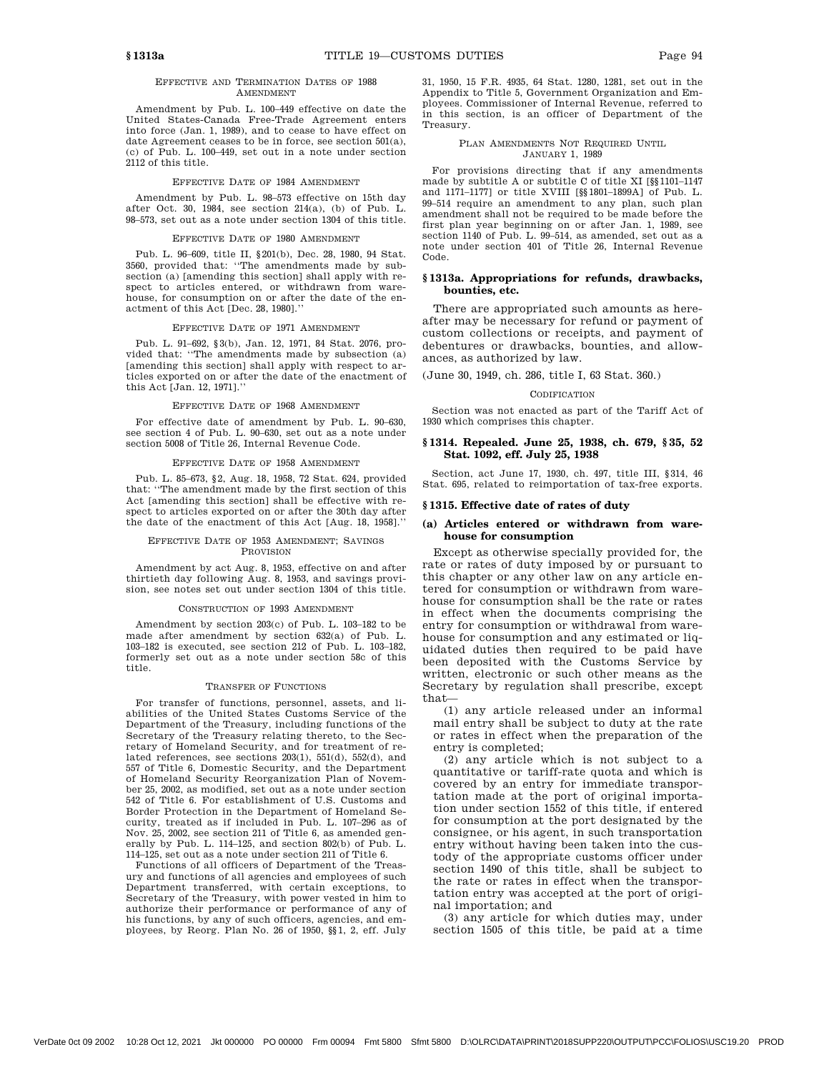EFFECTIVE AND TERMINATION DATES OF 1988 AMENDMENT

Amendment by Pub. L. 100–449 effective on date the United States-Canada Free-Trade Agreement enters into force (Jan. 1, 1989), and to cease to have effect on date Agreement ceases to be in force, see section 501(a), (c) of Pub. L. 100–449, set out in a note under section 2112 of this title.

EFFECTIVE DATE OF 1984 AMENDMENT

Amendment by Pub. L. 98–573 effective on 15th day after Oct. 30, 1984, see section 214(a), (b) of Pub. L. 98–573, set out as a note under section 1304 of this title.

EFFECTIVE DATE OF 1980 AMENDMENT

Pub. L. 96–609, title II, §201(b), Dec. 28, 1980, 94 Stat. 3560, provided that: ''The amendments made by subsection (a) [amending this section] shall apply with respect to articles entered, or withdrawn from warehouse, for consumption on or after the date of the enactment of this Act [Dec. 28, 1980].''

EFFECTIVE DATE OF 1971 AMENDMENT

Pub. L. 91–692, §3(b), Jan. 12, 1971, 84 Stat. 2076, provided that: ''The amendments made by subsection (a) [amending this section] shall apply with respect to articles exported on or after the date of the enactment of this Act [Jan. 12, 1971].''

EFFECTIVE DATE OF 1968 AMENDMENT

For effective date of amendment by Pub. L. 90–630, see section 4 of Pub. L. 90–630, set out as a note under section 5008 of Title 26, Internal Revenue Code.

EFFECTIVE DATE OF 1958 AMENDMENT

Pub. L. 85–673, §2, Aug. 18, 1958, 72 Stat. 624, provided that: ''The amendment made by the first section of this Act [amending this section] shall be effective with respect to articles exported on or after the 30th day after the date of the enactment of this Act [Aug. 18, 1958].''

EFFECTIVE DATE OF 1953 AMENDMENT; SAVINGS PROVISION

Amendment by act Aug. 8, 1953, effective on and after thirtieth day following Aug. 8, 1953, and savings provision, see notes set out under section 1304 of this title.

CONSTRUCTION OF 1993 AMENDMENT

Amendment by section 203(c) of Pub. L. 103–182 to be made after amendment by section 632(a) of Pub. L. 103–182 is executed, see section 212 of Pub. L. 103–182, formerly set out as a note under section 58c of this title.

TRANSFER OF FUNCTIONS

For transfer of functions, personnel, assets, and liabilities of the United States Customs Service of the Department of the Treasury, including functions of the Secretary of the Treasury relating thereto, to the Secretary of Homeland Security, and for treatment of related references, see sections 203(1), 551(d), 552(d), and 557 of Title 6, Domestic Security, and the Department of Homeland Security Reorganization Plan of November 25, 2002, as modified, set out as a note under section 542 of Title 6. For establishment of U.S. Customs and Border Protection in the Department of Homeland Security, treated as if included in Pub. L. 107–296 as of Nov. 25, 2002, see section 211 of Title 6, as amended generally by Pub. L. 114–125, and section 802(b) of Pub. L. 114–125, set out as a note under section 211 of Title 6.

Functions of all officers of Department of the Treasury and functions of all agencies and employees of such Department transferred, with certain exceptions, to Secretary of the Treasury, with power vested in him to authorize their performance or performance of any of his functions, by any of such officers, agencies, and employees, by Reorg. Plan No. 26 of 1950, §§1, 2, eff. July 31, 1950, 15 F.R. 4935, 64 Stat. 1280, 1281, set out in the Appendix to Title 5, Government Organization and Employees. Commissioner of Internal Revenue, referred to in this section, is an officer of Department of the Treasury.

PLAN AMENDMENTS NOT REQUIRED UNTIL JANUARY 1, 1989

For provisions directing that if any amendments made by subtitle A or subtitle C of title XI [§§1101–1147 and 1171–1177] or title XVIII [§§1801–1899A] of Pub. L. 99–514 require an amendment to any plan, such plan amendment shall not be required to be made before the first plan year beginning on or after Jan. 1, 1989, see section 1140 of Pub. L. 99–514, as amended, set out as a note under section 401 of Title 26, Internal Revenue Code.

## § 1313a. Appropriations for refunds, drawbacks, bounties, etc.

There are appropriated such amounts as hereafter may be necessary for refund or payment of custom collections or receipts, and payment of debentures or drawbacks, bounties, and allowances, as authorized by law.

(June 30, 1949, ch. 286, title I, 63 Stat. 360.)

CODIFICATION

Section was not enacted as part of the Tariff Act of 1930 which comprises this chapter.

## § 1314. Repealed. June 25, 1938, ch. 679, § 35, 52 Stat. 1092, eff. July 25, 1938

Section, act June 17, 1930, ch. 497, title III, §314, 46 Stat. 695, related to reimportation of tax-free exports.

## § 1315. Effective date of rates of duty

### (a) Articles entered or withdrawn from warehouse for consumption

Except as otherwise specially provided for, the rate or rates of duty imposed by or pursuant to this chapter or any other law on any article entered for consumption or withdrawn from warehouse for consumption shall be the rate or rates in effect when the documents comprising the entry for consumption or withdrawal from warehouse for consumption and any estimated or liquidated duties then required to be paid have been deposited with the Customs Service by written, electronic or such other means as the Secretary by regulation shall prescribe, except that—

(1) any article released under an informal mail entry shall be subject to duty at the rate or rates in effect when the preparation of the entry is completed;

(2) any article which is not subject to a quantitative or tariff-rate quota and which is covered by an entry for immediate transportation made at the port of original importation under section 1552 of this title, if entered for consumption at the port designated by the consignee, or his agent, in such transportation entry without having been taken into the custody of the appropriate customs officer under section 1490 of this title, shall be subject to the rate or rates in effect when the transportation entry was accepted at the port of original importation; and

(3) any article for which duties may, under section 1505 of this title, be paid at a time